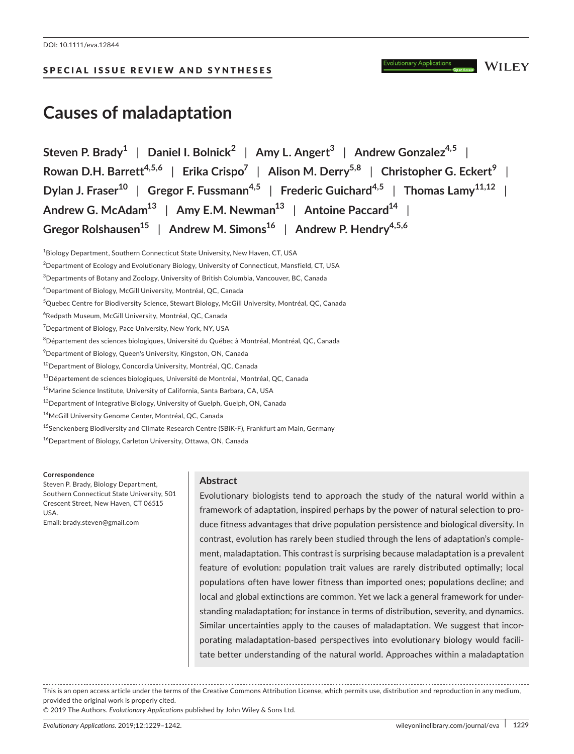DOI: 10.1111/eva.12844

SPECIAL ISSUE REVIEW AND SYNTHESES

# Causes of maladaptation

**Steven P. Brady[1] | Daniel I. Bolnick[2] | Amy L. Angert[3] | Andrew Gonzalez[4,5] | Rowan D.H. Barrett[4,5,6] | Erika Crispo[7] | Alison M. Derry[5,8] | Christopher G. Eckert[9] | Dylan J. Fraser[10] | Gregor F. Fussmann[4,5] | Frederic Guichard[4,5] | Thomas Lamy[11,12] | Andrew G. McAdam[13] | Amy E.M. Newman[13] | Antoine Paccard[14] | Gregor Rolshausen[15] | Andrew M. Simons[16] | Andrew P. Hendry[4,5,6]**

[1]Biology Department, Southern Connecticut State University, New Haven, CT, USA

[2]Department of Ecology and Evolutionary Biology, University of Connecticut, Mansfield, CT, USA

[3]Departments of Botany and Zoology, University of British Columbia, Vancouver, BC, Canada

[4]Department of Biology, McGill University, Montréal, QC, Canada

[5]Quebec Centre for Biodiversity Science, Stewart Biology, McGill University, Montréal, QC, Canada

[6]Redpath Museum, McGill University, Montréal, QC, Canada

[7]Department of Biology, Pace University, New York, NY, USA

[8]Département des sciences biologiques, Université du Québec à Montréal, Montréal, QC, Canada

[9]Department of Biology, Queen's University, Kingston, ON, Canada

[10]Department of Biology, Concordia University, Montréal, QC, Canada

[11]Département de sciences biologiques, Université de Montréal, Montréal, QC, Canada

[12]Marine Science Institute, University of California, Santa Barbara, CA, USA

[13]Department of Integrative Biology, University of Guelph, Guelph, ON, Canada

[14]McGill University Genome Center, Montréal, QC, Canada

[15]Senckenberg Biodiversity and Climate Research Centre (SBiK-F), Frankfurt am Main, Germany

[16]Department of Biology, Carleton University, Ottawa, ON, Canada

**Correspondence**
Steven P. Brady, Biology Department, Southern Connecticut State University, 501 Crescent Street, New Haven, CT 06515 USA.
Email: brady.steven@gmail.com

## Abstract

Evolutionary biologists tend to approach the study of the natural world within a framework of adaptation, inspired perhaps by the power of natural selection to produce fitness advantages that drive population persistence and biological diversity. In contrast, evolution has rarely been studied through the lens of adaptation's complement, maladaptation. This contrast is surprising because maladaptation is a prevalent feature of evolution: population trait values are rarely distributed optimally; local populations often have lower fitness than imported ones; populations decline; and local and global extinctions are common. Yet we lack a general framework for understanding maladaptation; for instance in terms of distribution, severity, and dynamics. Similar uncertainties apply to the causes of maladaptation. We suggest that incorporating maladaptation-based perspectives into evolutionary biology would facilitate better understanding of the natural world. Approaches within a maladaptation

This is an open access article under the terms of the Creative Commons Attribution License, which permits use, distribution and reproduction in any medium, provided the original work is properly cited.
© 2019 The Authors. *Evolutionary Applications* published by John Wiley & Sons Ltd.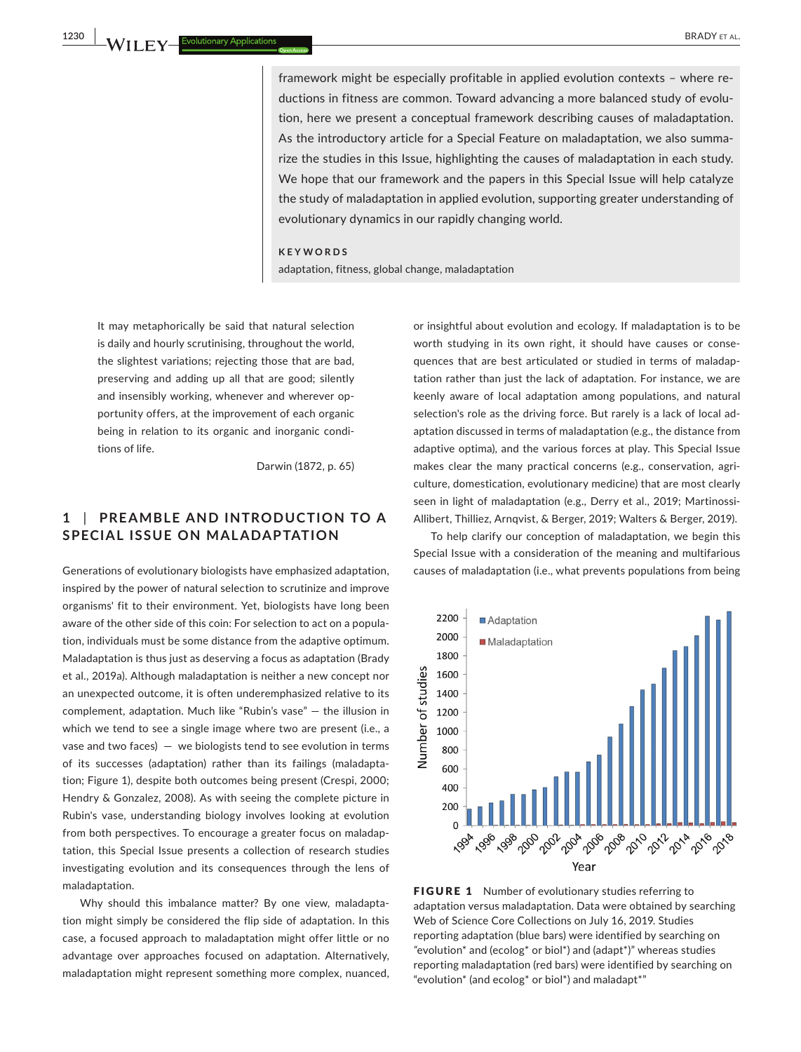framework might be especially profitable in applied evolution contexts – where reductions in fitness are common. Toward advancing a more balanced study of evolution, here we present a conceptual framework describing causes of maladaptation. As the introductory article for a Special Feature on maladaptation, we also summarize the studies in this Issue, highlighting the causes of maladaptation in each study. We hope that our framework and the papers in this Special Issue will help catalyze the study of maladaptation in applied evolution, supporting greater understanding of evolutionary dynamics in our rapidly changing world.

**KEYWORDS**

adaptation, fitness, global change, maladaptation

> It may metaphorically be said that natural selection is daily and hourly scrutinising, throughout the world, the slightest variations; rejecting those that are bad, preserving and adding up all that are good; silently and insensibly working, whenever and wherever opportunity offers, at the improvement of each organic being in relation to its organic and inorganic conditions of life.
>
> Darwin (1872, p. 65)

## 1 | PREAMBLE AND INTRODUCTION TO A SPECIAL ISSUE ON MALADAPTATION

Generations of evolutionary biologists have emphasized adaptation, inspired by the power of natural selection to scrutinize and improve organisms' fit to their environment. Yet, biologists have long been aware of the other side of this coin: For selection to act on a population, individuals must be some distance from the adaptive optimum. Maladaptation is thus just as deserving a focus as adaptation (Brady et al., 2019a). Although maladaptation is neither a new concept nor an unexpected outcome, it is often underemphasized relative to its complement, adaptation. Much like "Rubin's vase" — the illusion in which we tend to see a single image where two are present (i.e., a vase and two faces) — we biologists tend to see evolution in terms of its successes (adaptation) rather than its failings (maladaptation; Figure 1), despite both outcomes being present (Crespi, 2000; Hendry & Gonzalez, 2008). As with seeing the complete picture in Rubin's vase, understanding biology involves looking at evolution from both perspectives. To encourage a greater focus on maladaptation, this Special Issue presents a collection of research studies investigating evolution and its consequences through the lens of maladaptation.

Why should this imbalance matter? By one view, maladaptation might simply be considered the flip side of adaptation. In this case, a focused approach to maladaptation might offer little or no advantage over approaches focused on adaptation. Alternatively, maladaptation might represent something more complex, nuanced, or insightful about evolution and ecology. If maladaptation is to be worth studying in its own right, it should have causes or consequences that are best articulated or studied in terms of maladaptation rather than just the lack of adaptation. For instance, we are keenly aware of local adaptation among populations, and natural selection's role as the driving force. But rarely is a lack of local adaptation discussed in terms of maladaptation (e.g., the distance from adaptive optima), and the various forces at play. This Special Issue makes clear the many practical concerns (e.g., conservation, agriculture, domestication, evolutionary medicine) that are most clearly seen in light of maladaptation (e.g., Derry et al., 2019; Martinossi-Allibert, Thilliez, Arnqvist, & Berger, 2019; Walters & Berger, 2019).

To help clarify our conception of maladaptation, we begin this Special Issue with a consideration of the meaning and multifarious causes of maladaptation (i.e., what prevents populations from being

**FIGURE 1** Number of evolutionary studies referring to adaptation versus maladaptation. Data were obtained by searching Web of Science Core Collections on July 16, 2019. Studies reporting adaptation (blue bars) were identified by searching on "evolution* and (ecolog* or biol*) and (adapt*)" whereas studies reporting maladaptation (red bars) were identified by searching on "evolution* (and ecolog* or biol*) and maladapt*"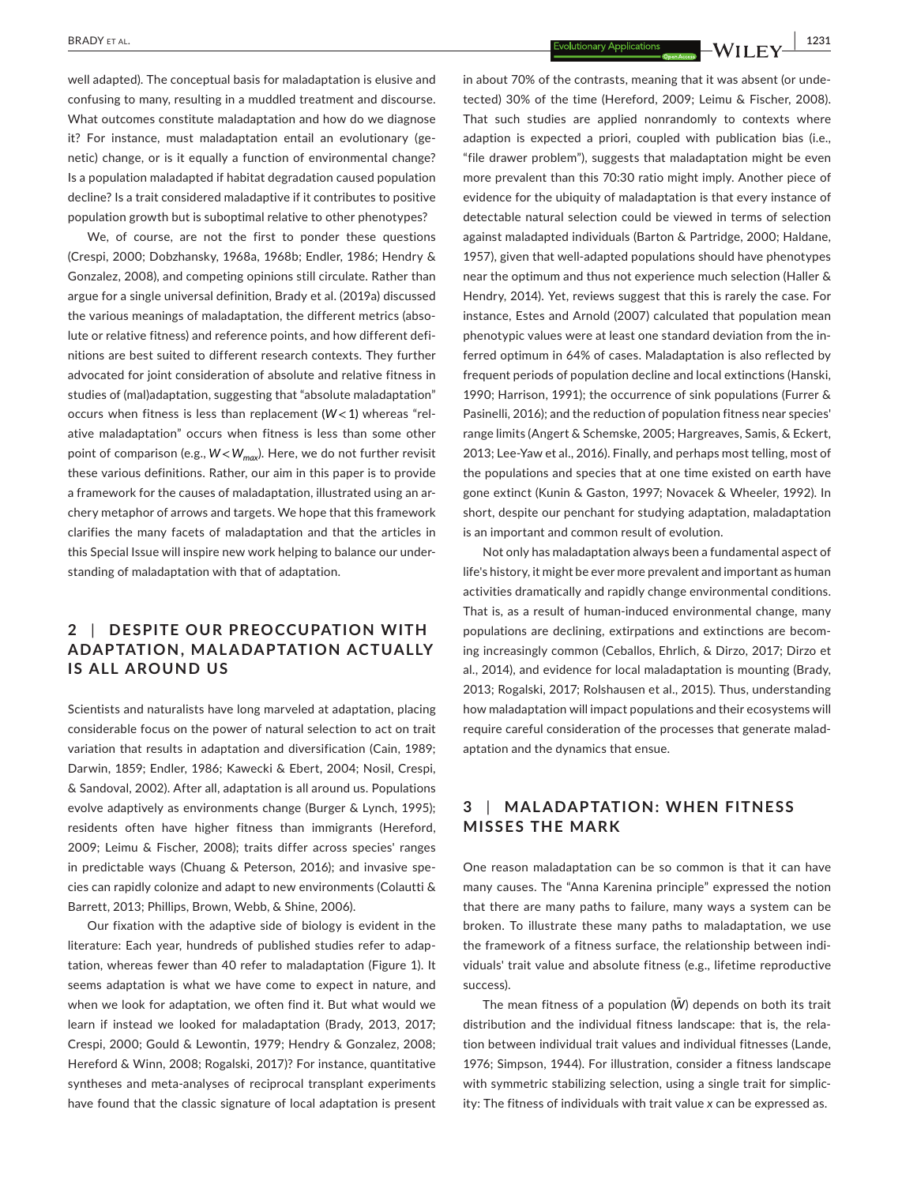well adapted). The conceptual basis for maladaptation is elusive and confusing to many, resulting in a muddled treatment and discourse. What outcomes constitute maladaptation and how do we diagnose it? For instance, must maladaptation entail an evolutionary (genetic) change, or is it equally a function of environmental change? Is a population maladapted if habitat degradation caused population decline? Is a trait considered maladaptive if it contributes to positive population growth but is suboptimal relative to other phenotypes?

We, of course, are not the first to ponder these questions (Crespi, 2000; Dobzhansky, 1968a, 1968b; Endler, 1986; Hendry & Gonzalez, 2008), and competing opinions still circulate. Rather than argue for a single universal definition, Brady et al. (2019a) discussed the various meanings of maladaptation, the different metrics (absolute or relative fitness) and reference points, and how different definitions are best suited to different research contexts. They further advocated for joint consideration of absolute and relative fitness in studies of (mal)adaptation, suggesting that "absolute maladaptation" occurs when fitness is less than replacement ($W < 1$) whereas "relative maladaptation" occurs when fitness is less than some other point of comparison (e.g., $W < W_{max}$). Here, we do not further revisit these various definitions. Rather, our aim in this paper is to provide a framework for the causes of maladaptation, illustrated using an archery metaphor of arrows and targets. We hope that this framework clarifies the many facets of maladaptation and that the articles in this Special Issue will inspire new work helping to balance our understanding of maladaptation with that of adaptation.

## 2 | DESPITE OUR PREOCCUPATION WITH ADAPTATION, MALADAPTATION ACTUALLY IS ALL AROUND US

Scientists and naturalists have long marveled at adaptation, placing considerable focus on the power of natural selection to act on trait variation that results in adaptation and diversification (Cain, 1989; Darwin, 1859; Endler, 1986; Kawecki & Ebert, 2004; Nosil, Crespi, & Sandoval, 2002). After all, adaptation is all around us. Populations evolve adaptively as environments change (Burger & Lynch, 1995); residents often have higher fitness than immigrants (Hereford, 2009; Leimu & Fischer, 2008); traits differ across species' ranges in predictable ways (Chuang & Peterson, 2016); and invasive species can rapidly colonize and adapt to new environments (Colautti & Barrett, 2013; Phillips, Brown, Webb, & Shine, 2006).

Our fixation with the adaptive side of biology is evident in the literature: Each year, hundreds of published studies refer to adaptation, whereas fewer than 40 refer to maladaptation (Figure 1). It seems adaptation is what we have come to expect in nature, and when we look for adaptation, we often find it. But what would we learn if instead we looked for maladaptation (Brady, 2013, 2017; Crespi, 2000; Gould & Lewontin, 1979; Hendry & Gonzalez, 2008; Hereford & Winn, 2008; Rogalski, 2017)? For instance, quantitative syntheses and meta-analyses of reciprocal transplant experiments have found that the classic signature of local adaptation is present in about 70% of the contrasts, meaning that it was absent (or undetected) 30% of the time (Hereford, 2009; Leimu & Fischer, 2008). That such studies are applied nonrandomly to contexts where adaption is expected a priori, coupled with publication bias (i.e., "file drawer problem"), suggests that maladaptation might be even more prevalent than this 70:30 ratio might imply. Another piece of evidence for the ubiquity of maladaptation is that every instance of detectable natural selection could be viewed in terms of selection against maladapted individuals (Barton & Partridge, 2000; Haldane, 1957), given that well-adapted populations should have phenotypes near the optimum and thus not experience much selection (Haller & Hendry, 2014). Yet, reviews suggest that this is rarely the case. For instance, Estes and Arnold (2007) calculated that population mean phenotypic values were at least one standard deviation from the inferred optimum in 64% of cases. Maladaptation is also reflected by frequent periods of population decline and local extinctions (Hanski, 1990; Harrison, 1991); the occurrence of sink populations (Furrer & Pasinelli, 2016); and the reduction of population fitness near species' range limits (Angert & Schemske, 2005; Hargreaves, Samis, & Eckert, 2013; Lee-Yaw et al., 2016). Finally, and perhaps most telling, most of the populations and species that at one time existed on earth have gone extinct (Kunin & Gaston, 1997; Novacek & Wheeler, 1992). In short, despite our penchant for studying adaptation, maladaptation is an important and common result of evolution.

Not only has maladaptation always been a fundamental aspect of life's history, it might be ever more prevalent and important as human activities dramatically and rapidly change environmental conditions. That is, as a result of human-induced environmental change, many populations are declining, extirpations and extinctions are becoming increasingly common (Ceballos, Ehrlich, & Dirzo, 2017; Dirzo et al., 2014), and evidence for local maladaptation is mounting (Brady, 2013; Rogalski, 2017; Rolshausen et al., 2015). Thus, understanding how maladaptation will impact populations and their ecosystems will require careful consideration of the processes that generate maladaptation and the dynamics that ensue.

## 3 | MALADAPTATION: WHEN FITNESS MISSES THE MARK

One reason maladaptation can be so common is that it can have many causes. The "Anna Karenina principle" expressed the notion that there are many paths to failure, many ways a system can be broken. To illustrate these many paths to maladaptation, we use the framework of a fitness surface, the relationship between individuals' trait value and absolute fitness (e.g., lifetime reproductive success).

The mean fitness of a population ($\bar{W}$) depends on both its trait distribution and the individual fitness landscape: that is, the relation between individual trait values and individual fitnesses (Lande, 1976; Simpson, 1944). For illustration, consider a fitness landscape with symmetric stabilizing selection, using a single trait for simplicity: The fitness of individuals with trait value $x$ can be expressed as.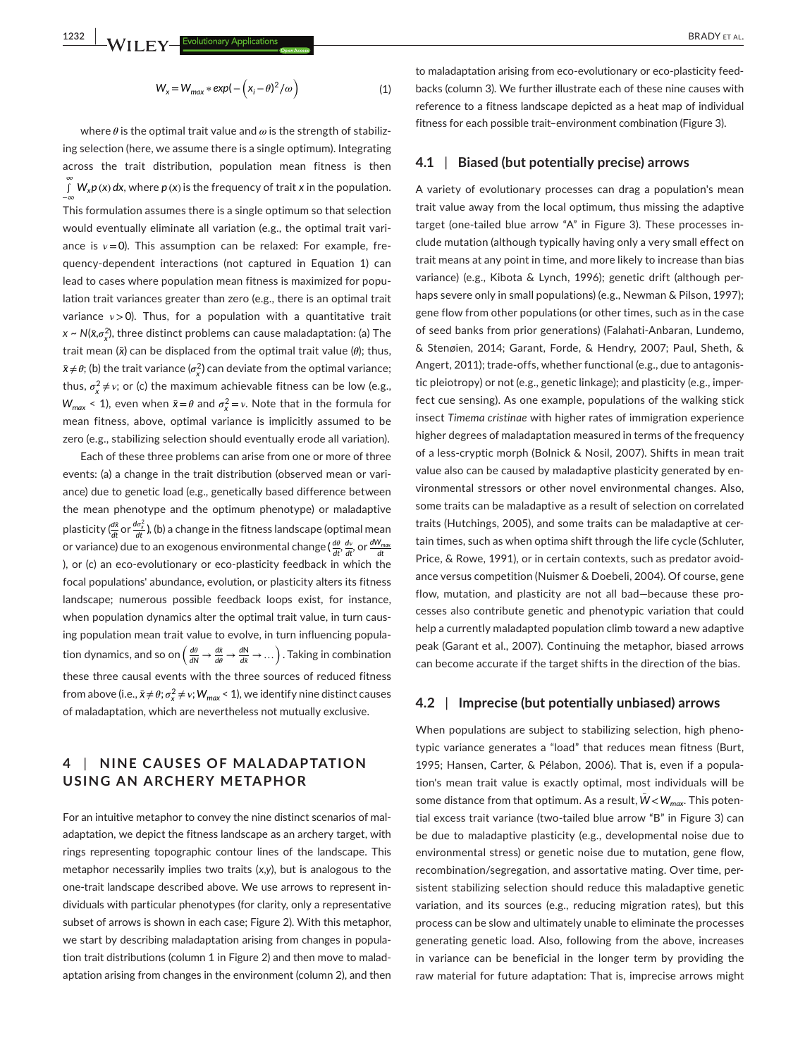$$W_x = W_{max} * exp(-\left(x_i - \theta\right)^2 / \omega) \tag{1}$$

where $\theta$ is the optimal trait value and $\omega$ is the strength of stabilizing selection (here, we assume there is a single optimum). Integrating across the trait distribution, population mean fitness is then $\int_{-\infty}^{\infty} W_x p(x)\,dx$, where $p(x)$ is the frequency of trait $x$ in the population. This formulation assumes there is a single optimum so that selection would eventually eliminate all variation (e.g., the optimal trait variance is $v = 0$). This assumption can be relaxed: For example, frequency-dependent interactions (not captured in Equation 1) can lead to cases where population mean fitness is maximized for population trait variances greater than zero (e.g., there is an optimal trait variance $v > 0$). Thus, for a population with a quantitative trait $x \sim N(\bar{x}, \sigma_x^2)$, three distinct problems can cause maladaptation: (a) The trait mean ($\bar{x}$) can be displaced from the optimal trait value ($\theta$); thus, $\bar{x} \neq \theta$; (b) the trait variance ($\sigma_x^2$) can deviate from the optimal variance; thus, $\sigma_x^2 \neq v$; or (c) the maximum achievable fitness can be low (e.g., $W_{max}$ < 1), even when $\bar{x} = \theta$ and $\sigma_x^2 = v$. Note that in the formula for mean fitness, above, optimal variance is implicitly assumed to be zero (e.g., stabilizing selection should eventually erode all variation).

Each of these three problems can arise from one or more of three events: (a) a change in the trait distribution (observed mean or variance) due to genetic load (e.g., genetically based difference between the mean phenotype and the optimum phenotype) or maladaptive plasticity ($\frac{d\bar{x}}{dt}$ or $\frac{d\sigma_x^2}{dt}$), (b) a change in the fitness landscape (optimal mean or variance) due to an exogenous environmental change ($\frac{d\theta}{dt}$, $\frac{dv}{dt}$, or $\frac{dW_{max}}{dt}$), or (c) an eco-evolutionary or eco-plasticity feedback in which the focal populations' abundance, evolution, or plasticity alters its fitness landscape; numerous possible feedback loops exist, for instance, when population dynamics alter the optimal trait value, in turn causing population mean trait value to evolve, in turn influencing population dynamics, and so on $\left(\frac{d\theta}{dN} \to \frac{d\bar{x}}{d\theta} \to \frac{dN}{d\bar{x}} \to \ldots\right)$. Taking in combination these three causal events with the three sources of reduced fitness from above (i.e., $\bar{x} \neq \theta; \sigma_x^2 \neq v; W_{max}$ < 1), we identify nine distinct causes of maladaptation, which are nevertheless not mutually exclusive.

## 4 | NINE CAUSES OF MALADAPTATION USING AN ARCHERY METAPHOR

For an intuitive metaphor to convey the nine distinct scenarios of maladaptation, we depict the fitness landscape as an archery target, with rings representing topographic contour lines of the landscape. This metaphor necessarily implies two traits ($x$,$y$), but is analogous to the one-trait landscape described above. We use arrows to represent individuals with particular phenotypes (for clarity, only a representative subset of arrows is shown in each case; Figure 2). With this metaphor, we start by describing maladaptation arising from changes in population trait distributions (column 1 in Figure 2) and then move to maladaptation arising from changes in the environment (column 2), and then to maladaptation arising from eco-evolutionary or eco-plasticity feedbacks (column 3). We further illustrate each of these nine causes with reference to a fitness landscape depicted as a heat map of individual fitness for each possible trait–environment combination (Figure 3).

### 4.1 | Biased (but potentially precise) arrows

A variety of evolutionary processes can drag a population's mean trait value away from the local optimum, thus missing the adaptive target (one-tailed blue arrow "A" in Figure 3). These processes include mutation (although typically having only a very small effect on trait means at any point in time, and more likely to increase than bias variance) (e.g., Kibota & Lynch, 1996); genetic drift (although perhaps severe only in small populations) (e.g., Newman & Pilson, 1997); gene flow from other populations (or other times, such as in the case of seed banks from prior generations) (Falahati-Anbaran, Lundemo, & Stenøien, 2014; Garant, Forde, & Hendry, 2007; Paul, Sheth, & Angert, 2011); trade-offs, whether functional (e.g., due to antagonistic pleiotropy) or not (e.g., genetic linkage); and plasticity (e.g., imperfect cue sensing). As one example, populations of the walking stick insect *Timema cristinae* with higher rates of immigration experience higher degrees of maladaptation measured in terms of the frequency of a less-cryptic morph (Bolnick & Nosil, 2007). Shifts in mean trait value also can be caused by maladaptive plasticity generated by environmental stressors or other novel environmental changes. Also, some traits can be maladaptive as a result of selection on correlated traits (Hutchings, 2005), and some traits can be maladaptive at certain times, such as when optima shift through the life cycle (Schluter, Price, & Rowe, 1991), or in certain contexts, such as predator avoidance versus competition (Nuismer & Doebeli, 2004). Of course, gene flow, mutation, and plasticity are not all bad—because these processes also contribute genetic and phenotypic variation that could help a currently maladapted population climb toward a new adaptive peak (Garant et al., 2007). Continuing the metaphor, biased arrows can become accurate if the target shifts in the direction of the bias.

### 4.2 | Imprecise (but potentially unbiased) arrows

When populations are subject to stabilizing selection, high phenotypic variance generates a "load" that reduces mean fitness (Burt, 1995; Hansen, Carter, & Pélabon, 2006). That is, even if a population's mean trait value is exactly optimal, most individuals will be some distance from that optimum. As a result, $\bar{W} < W_{max}$. This potential excess trait variance (two-tailed blue arrow "B" in Figure 3) can be due to maladaptive plasticity (e.g., developmental noise due to environmental stress) or genetic noise due to mutation, gene flow, recombination/segregation, and assortative mating. Over time, persistent stabilizing selection should reduce this maladaptive genetic variation, and its sources (e.g., reducing migration rates), but this process can be slow and ultimately unable to eliminate the processes generating genetic load. Also, following from the above, increases in variance can be beneficial in the longer term by providing the raw material for future adaptation: That is, imprecise arrows might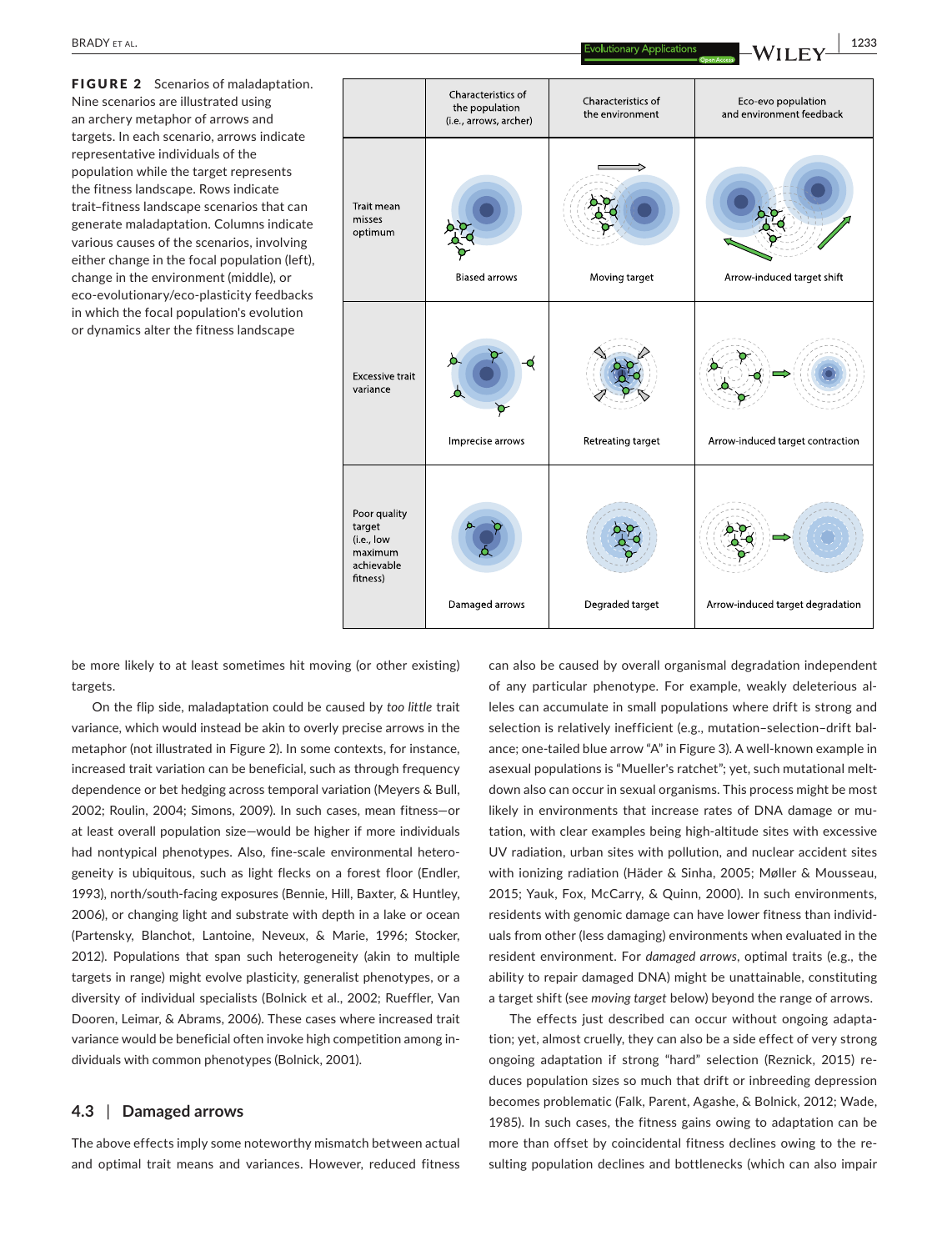**FIGURE 2** Scenarios of maladaptation. Nine scenarios are illustrated using an archery metaphor of arrows and targets. In each scenario, arrows indicate representative individuals of the population while the target represents the fitness landscape. Rows indicate trait–fitness landscape scenarios that can generate maladaptation. Columns indicate various causes of the scenarios, involving either change in the focal population (left), change in the environment (middle), or eco-evolutionary/eco-plasticity feedbacks in which the focal population's evolution or dynamics alter the fitness landscape

| | Characteristics of the population (i.e., arrows, archer) | Characteristics of the environment | Eco-evo population and environment feedback |
|---|---|---|---|
| Trait mean misses optimum | Biased arrows | Moving target | Arrow-induced target shift |
| Excessive trait variance | Imprecise arrows | Retreating target | Arrow-induced target contraction |
| Poor quality target (i.e., low maximum achievable fitness) | Damaged arrows | Degraded target | Arrow-induced target degradation |

be more likely to at least sometimes hit moving (or other existing) targets.

On the flip side, maladaptation could be caused by *too little* trait variance, which would instead be akin to overly precise arrows in the metaphor (not illustrated in Figure 2). In some contexts, for instance, increased trait variation can be beneficial, such as through frequency dependence or bet hedging across temporal variation (Meyers & Bull, 2002; Roulin, 2004; Simons, 2009). In such cases, mean fitness—or at least overall population size—would be higher if more individuals had nontypical phenotypes. Also, fine-scale environmental heterogeneity is ubiquitous, such as light flecks on a forest floor (Endler, 1993), north/south-facing exposures (Bennie, Hill, Baxter, & Huntley, 2006), or changing light and substrate with depth in a lake or ocean (Partensky, Blanchot, Lantoine, Neveux, & Marie, 1996; Stocker, 2012). Populations that span such heterogeneity (akin to multiple targets in range) might evolve plasticity, generalist phenotypes, or a diversity of individual specialists (Bolnick et al., 2002; Rueffler, Van Dooren, Leimar, & Abrams, 2006). These cases where increased trait variance would be beneficial often invoke high competition among individuals with common phenotypes (Bolnick, 2001).

### 4.3 | Damaged arrows

The above effects imply some noteworthy mismatch between actual and optimal trait means and variances. However, reduced fitness can also be caused by overall organismal degradation independent of any particular phenotype. For example, weakly deleterious alleles can accumulate in small populations where drift is strong and selection is relatively inefficient (e.g., mutation–selection–drift balance; one-tailed blue arrow "A" in Figure 3). A well-known example in asexual populations is "Mueller's ratchet"; yet, such mutational meltdown also can occur in sexual organisms. This process might be most likely in environments that increase rates of DNA damage or mutation, with clear examples being high-altitude sites with excessive UV radiation, urban sites with pollution, and nuclear accident sites with ionizing radiation (Häder & Sinha, 2005; Møller & Mousseau, 2015; Yauk, Fox, McCarry, & Quinn, 2000). In such environments, residents with genomic damage can have lower fitness than individuals from other (less damaging) environments when evaluated in the resident environment. For *damaged arrows*, optimal traits (e.g., the ability to repair damaged DNA) might be unattainable, constituting a target shift (see *moving target* below) beyond the range of arrows.

The effects just described can occur without ongoing adaptation; yet, almost cruelly, they can also be a side effect of very strong ongoing adaptation if strong "hard" selection (Reznick, 2015) reduces population sizes so much that drift or inbreeding depression becomes problematic (Falk, Parent, Agashe, & Bolnick, 2012; Wade, 1985). In such cases, the fitness gains owing to adaptation can be more than offset by coincidental fitness declines owing to the resulting population declines and bottlenecks (which can also impair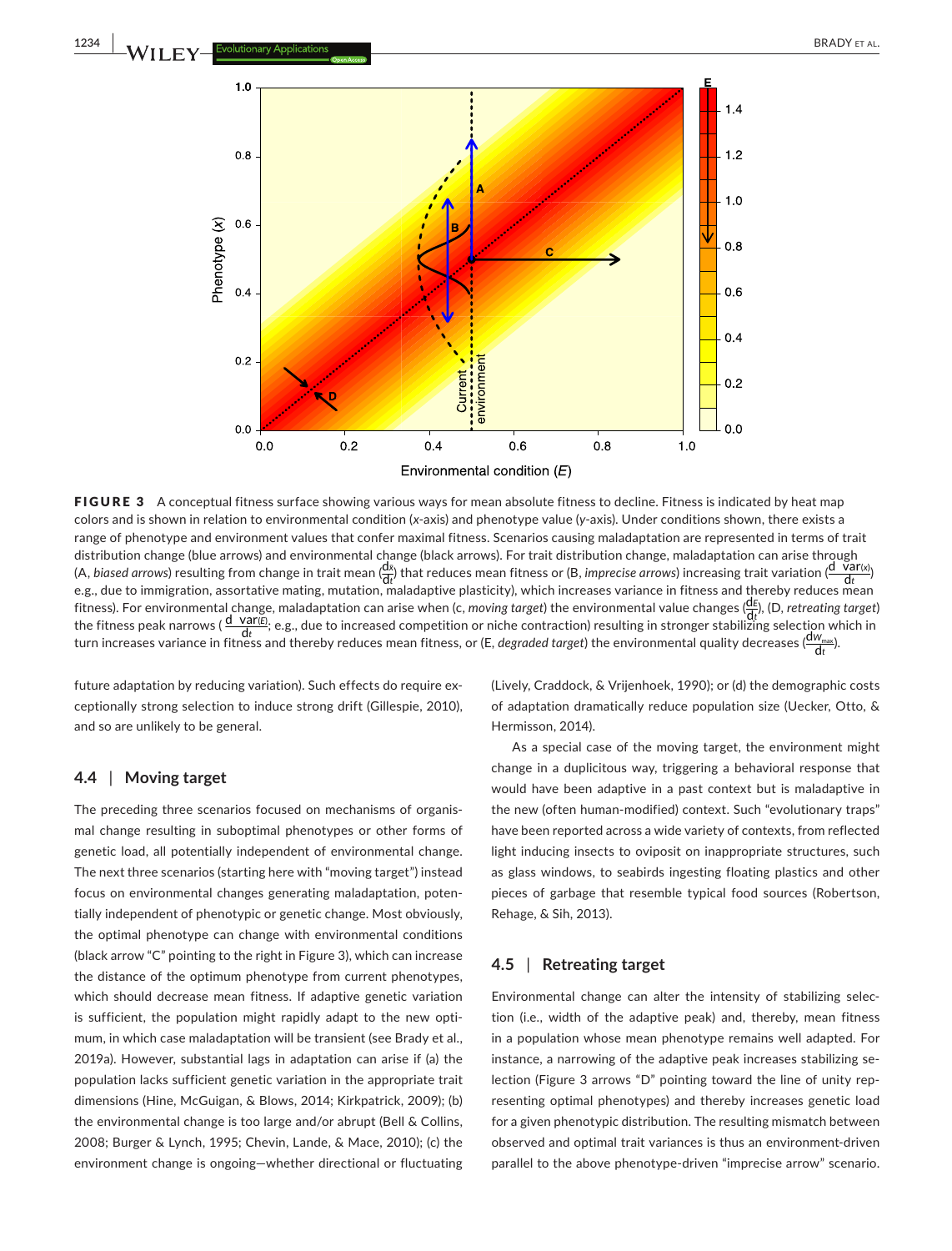**FIGURE 3** A conceptual fitness surface showing various ways for mean absolute fitness to decline. Fitness is indicated by heat map colors and is shown in relation to environmental condition (*x*-axis) and phenotype value (*y*-axis). Under conditions shown, there exists a range of phenotype and environment values that confer maximal fitness. Scenarios causing maladaptation are represented in terms of trait distribution change (blue arrows) and environmental change (black arrows). For trait distribution change, maladaptation can arise through (A, *biased arrows*) resulting from change in trait mean ($\frac{d\bar{x}}{dt}$) that reduces mean fitness or (B, *imprecise arrows*) increasing trait variation ($\frac{d\ \mathrm{var}(x)}{dt}$) e.g., due to immigration, assortative mating, mutation, maladaptive plasticity), which increases variance in fitness and thereby reduces mean fitness. For environmental change, maladaptation can arise when (c, *moving target*) the environmental value changes ($\frac{dE}{dt}$), (D, *retreating target*) the fitness peak narrows ($\frac{d\ \mathrm{var}(E)}{dt}$; e.g., due to increased competition or niche contraction) resulting in stronger stabilizing selection which in turn increases variance in fitness and thereby reduces mean fitness, or (E, *degraded target*) the environmental quality decreases ($\frac{dW_{max}}{dt}$).

future adaptation by reducing variation). Such effects do require exceptionally strong selection to induce strong drift (Gillespie, 2010), and so are unlikely to be general.

### 4.4 | Moving target

The preceding three scenarios focused on mechanisms of organismal change resulting in suboptimal phenotypes or other forms of genetic load, all potentially independent of environmental change. The next three scenarios (starting here with "moving target") instead focus on environmental changes generating maladaptation, potentially independent of phenotypic or genetic change. Most obviously, the optimal phenotype can change with environmental conditions (black arrow "C" pointing to the right in Figure 3), which can increase the distance of the optimum phenotype from current phenotypes, which should decrease mean fitness. If adaptive genetic variation is sufficient, the population might rapidly adapt to the new optimum, in which case maladaptation will be transient (see Brady et al., 2019a). However, substantial lags in adaptation can arise if (a) the population lacks sufficient genetic variation in the appropriate trait dimensions (Hine, McGuigan, & Blows, 2014; Kirkpatrick, 2009); (b) the environmental change is too large and/or abrupt (Bell & Collins, 2008; Burger & Lynch, 1995; Chevin, Lande, & Mace, 2010); (c) the environment change is ongoing—whether directional or fluctuating (Lively, Craddock, & Vrijenhoek, 1990); or (d) the demographic costs of adaptation dramatically reduce population size (Uecker, Otto, & Hermisson, 2014).

As a special case of the moving target, the environment might change in a duplicitous way, triggering a behavioral response that would have been adaptive in a past context but is maladaptive in the new (often human-modified) context. Such "evolutionary traps" have been reported across a wide variety of contexts, from reflected light inducing insects to oviposit on inappropriate structures, such as glass windows, to seabirds ingesting floating plastics and other pieces of garbage that resemble typical food sources (Robertson, Rehage, & Sih, 2013).

### 4.5 | Retreating target

Environmental change can alter the intensity of stabilizing selection (i.e., width of the adaptive peak) and, thereby, mean fitness in a population whose mean phenotype remains well adapted. For instance, a narrowing of the adaptive peak increases stabilizing selection (Figure 3 arrows "D" pointing toward the line of unity representing optimal phenotypes) and thereby increases genetic load for a given phenotypic distribution. The resulting mismatch between observed and optimal trait variances is thus an environment-driven parallel to the above phenotype-driven "imprecise arrow" scenario.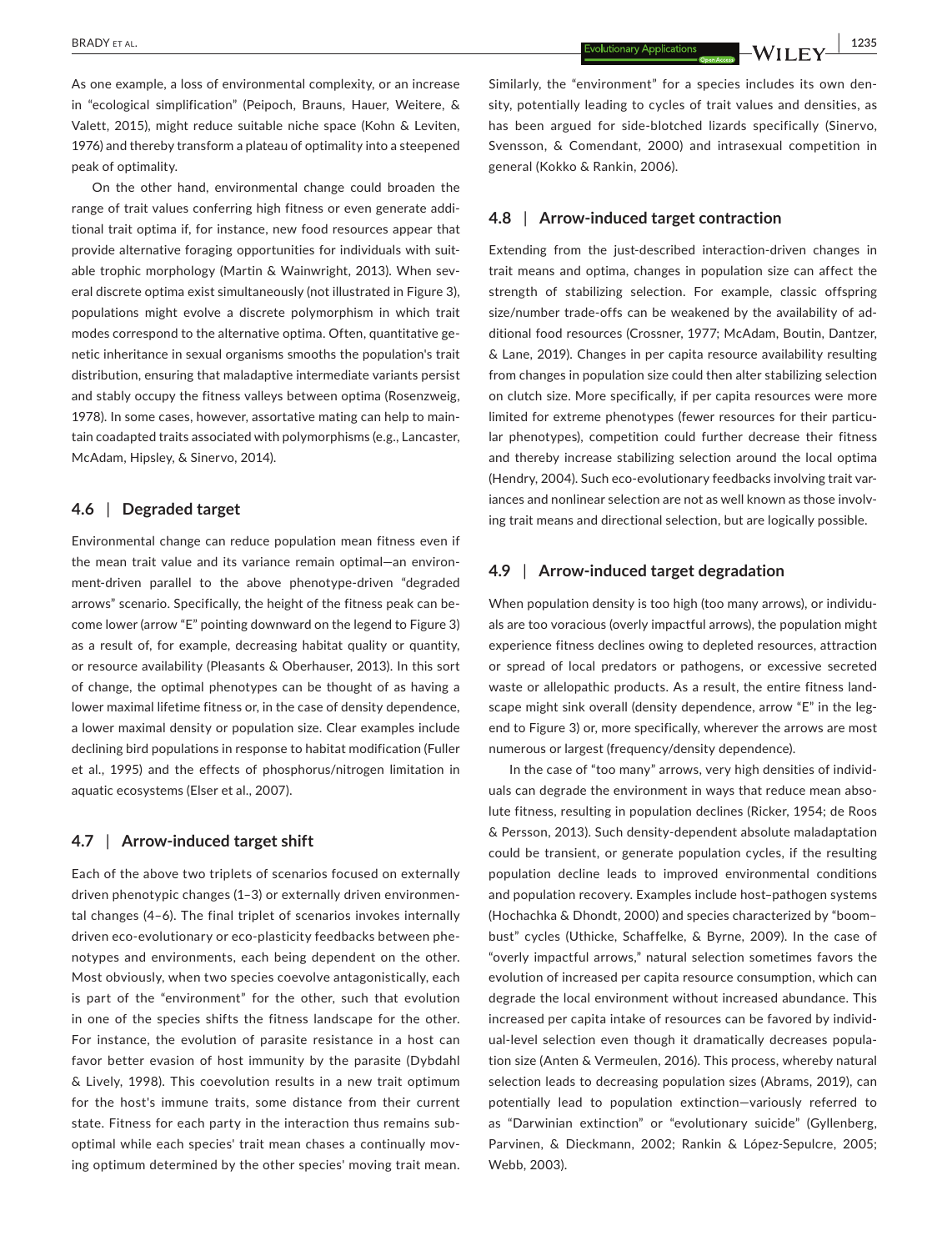As one example, a loss of environmental complexity, or an increase in "ecological simplification" (Peipoch, Brauns, Hauer, Weitere, & Valett, 2015), might reduce suitable niche space (Kohn & Leviten, 1976) and thereby transform a plateau of optimality into a steepened peak of optimality.

On the other hand, environmental change could broaden the range of trait values conferring high fitness or even generate additional trait optima if, for instance, new food resources appear that provide alternative foraging opportunities for individuals with suitable trophic morphology (Martin & Wainwright, 2013). When several discrete optima exist simultaneously (not illustrated in Figure 3), populations might evolve a discrete polymorphism in which trait modes correspond to the alternative optima. Often, quantitative genetic inheritance in sexual organisms smooths the population's trait distribution, ensuring that maladaptive intermediate variants persist and stably occupy the fitness valleys between optima (Rosenzweig, 1978). In some cases, however, assortative mating can help to maintain coadapted traits associated with polymorphisms (e.g., Lancaster, McAdam, Hipsley, & Sinervo, 2014).

### 4.6 | Degraded target

Environmental change can reduce population mean fitness even if the mean trait value and its variance remain optimal—an environment-driven parallel to the above phenotype-driven "degraded arrows" scenario. Specifically, the height of the fitness peak can become lower (arrow "E" pointing downward on the legend to Figure 3) as a result of, for example, decreasing habitat quality or quantity, or resource availability (Pleasants & Oberhauser, 2013). In this sort of change, the optimal phenotypes can be thought of as having a lower maximal lifetime fitness or, in the case of density dependence, a lower maximal density or population size. Clear examples include declining bird populations in response to habitat modification (Fuller et al., 1995) and the effects of phosphorus/nitrogen limitation in aquatic ecosystems (Elser et al., 2007).

### 4.7 | Arrow-induced target shift

Each of the above two triplets of scenarios focused on externally driven phenotypic changes (1–3) or externally driven environmental changes (4–6). The final triplet of scenarios invokes internally driven eco-evolutionary or eco-plasticity feedbacks between phenotypes and environments, each being dependent on the other. Most obviously, when two species coevolve antagonistically, each is part of the "environment" for the other, such that evolution in one of the species shifts the fitness landscape for the other. For instance, the evolution of parasite resistance in a host can favor better evasion of host immunity by the parasite (Dybdahl & Lively, 1998). This coevolution results in a new trait optimum for the host's immune traits, some distance from their current state. Fitness for each party in the interaction thus remains suboptimal while each species' trait mean chases a continually moving optimum determined by the other species' moving trait mean. Similarly, the "environment" for a species includes its own density, potentially leading to cycles of trait values and densities, as has been argued for side-blotched lizards specifically (Sinervo, Svensson, & Comendant, 2000) and intrasexual competition in general (Kokko & Rankin, 2006).

### 4.8 | Arrow-induced target contraction

Extending from the just-described interaction-driven changes in trait means and optima, changes in population size can affect the strength of stabilizing selection. For example, classic offspring size/number trade-offs can be weakened by the availability of additional food resources (Crossner, 1977; McAdam, Boutin, Dantzer, & Lane, 2019). Changes in per capita resource availability resulting from changes in population size could then alter stabilizing selection on clutch size. More specifically, if per capita resources were more limited for extreme phenotypes (fewer resources for their particular phenotypes), competition could further decrease their fitness and thereby increase stabilizing selection around the local optima (Hendry, 2004). Such eco-evolutionary feedbacks involving trait variances and nonlinear selection are not as well known as those involving trait means and directional selection, but are logically possible.

### 4.9 | Arrow-induced target degradation

When population density is too high (too many arrows), or individuals are too voracious (overly impactful arrows), the population might experience fitness declines owing to depleted resources, attraction or spread of local predators or pathogens, or excessive secreted waste or allelopathic products. As a result, the entire fitness landscape might sink overall (density dependence, arrow "E" in the legend to Figure 3) or, more specifically, wherever the arrows are most numerous or largest (frequency/density dependence).

In the case of "too many" arrows, very high densities of individuals can degrade the environment in ways that reduce mean absolute fitness, resulting in population declines (Ricker, 1954; de Roos & Persson, 2013). Such density-dependent absolute maladaptation could be transient, or generate population cycles, if the resulting population decline leads to improved environmental conditions and population recovery. Examples include host–pathogen systems (Hochachka & Dhondt, 2000) and species characterized by "boom–bust" cycles (Uthicke, Schaffelke, & Byrne, 2009). In the case of "overly impactful arrows," natural selection sometimes favors the evolution of increased per capita resource consumption, which can degrade the local environment without increased abundance. This increased per capita intake of resources can be favored by individual-level selection even though it dramatically decreases population size (Anten & Vermeulen, 2016). This process, whereby natural selection leads to decreasing population sizes (Abrams, 2019), can potentially lead to population extinction—variously referred to as "Darwinian extinction" or "evolutionary suicide" (Gyllenberg, Parvinen, & Dieckmann, 2002; Rankin & López-Sepulcre, 2005; Webb, 2003).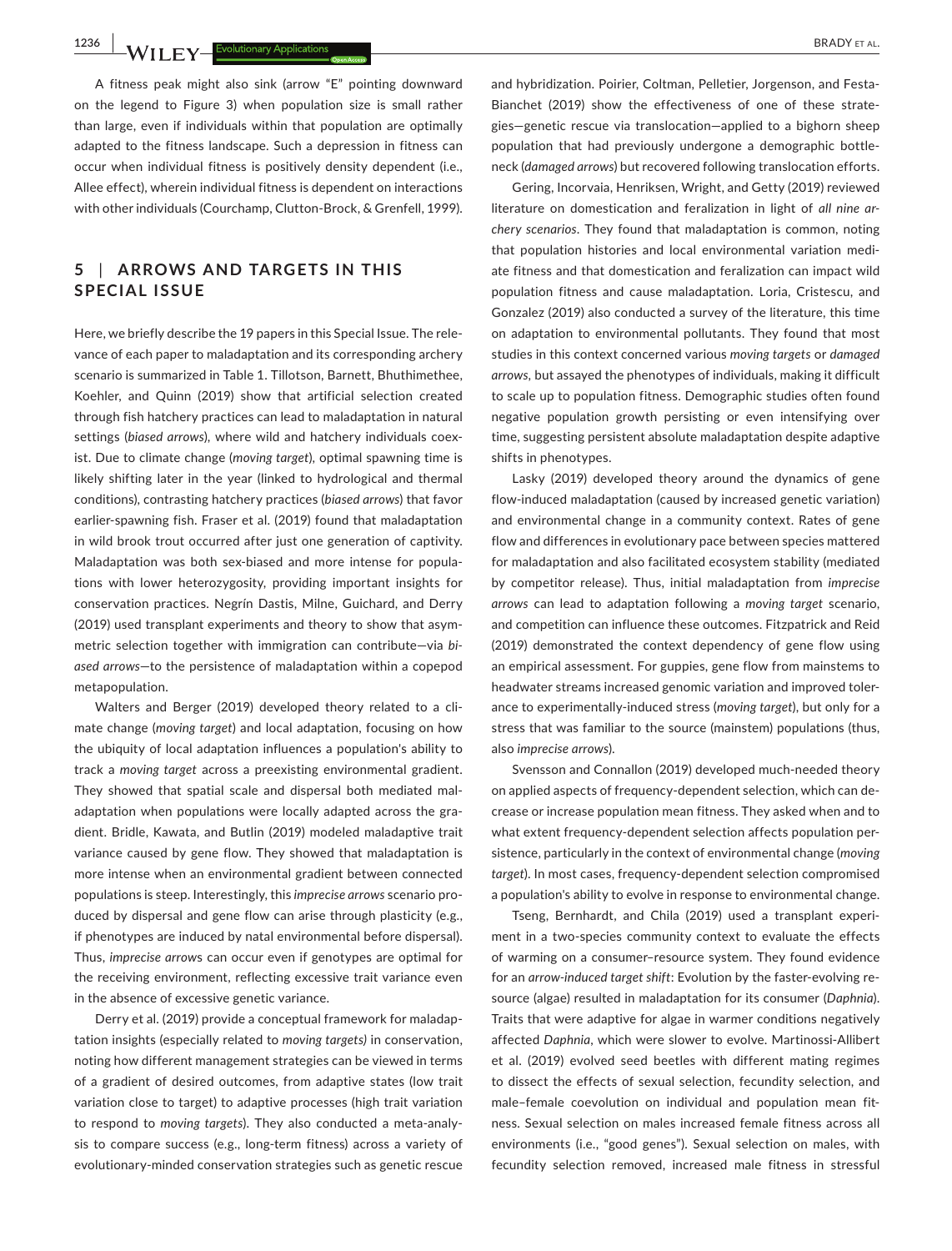A fitness peak might also sink (arrow "E" pointing downward on the legend to Figure 3) when population size is small rather than large, even if individuals within that population are optimally adapted to the fitness landscape. Such a depression in fitness can occur when individual fitness is positively density dependent (i.e., Allee effect), wherein individual fitness is dependent on interactions with other individuals (Courchamp, Clutton-Brock, & Grenfell, 1999).

## 5 | ARROWS AND TARGETS IN THIS SPECIAL ISSUE

Here, we briefly describe the 19 papers in this Special Issue. The relevance of each paper to maladaptation and its corresponding archery scenario is summarized in Table 1. Tillotson, Barnett, Bhuthimethee, Koehler, and Quinn (2019) show that artificial selection created through fish hatchery practices can lead to maladaptation in natural settings (*biased arrows*), where wild and hatchery individuals coexist. Due to climate change (*moving target*), optimal spawning time is likely shifting later in the year (linked to hydrological and thermal conditions), contrasting hatchery practices (*biased arrows*) that favor earlier-spawning fish. Fraser et al. (2019) found that maladaptation in wild brook trout occurred after just one generation of captivity. Maladaptation was both sex-biased and more intense for populations with lower heterozygosity, providing important insights for conservation practices. Negrín Dastis, Milne, Guichard, and Derry (2019) used transplant experiments and theory to show that asymmetric selection together with immigration can contribute—via *biased arrows*—to the persistence of maladaptation within a copepod metapopulation.

Walters and Berger (2019) developed theory related to a climate change (*moving target*) and local adaptation, focusing on how the ubiquity of local adaptation influences a population's ability to track a *moving target* across a preexisting environmental gradient. They showed that spatial scale and dispersal both mediated maladaptation when populations were locally adapted across the gradient. Bridle, Kawata, and Butlin (2019) modeled maladaptive trait variance caused by gene flow. They showed that maladaptation is more intense when an environmental gradient between connected populations is steep. Interestingly, this *imprecise arrows* scenario produced by dispersal and gene flow can arise through plasticity (e.g., if phenotypes are induced by natal environmental before dispersal). Thus, *imprecise arrows* can occur even if genotypes are optimal for the receiving environment, reflecting excessive trait variance even in the absence of excessive genetic variance.

Derry et al. (2019) provide a conceptual framework for maladaptation insights (especially related to *moving targets)* in conservation, noting how different management strategies can be viewed in terms of a gradient of desired outcomes, from adaptive states (low trait variation close to target) to adaptive processes (high trait variation to respond to *moving targets*). They also conducted a meta-analysis to compare success (e.g., long-term fitness) across a variety of evolutionary-minded conservation strategies such as genetic rescue and hybridization. Poirier, Coltman, Pelletier, Jorgenson, and Festa-Bianchet (2019) show the effectiveness of one of these strategies—genetic rescue via translocation—applied to a bighorn sheep population that had previously undergone a demographic bottleneck (*damaged arrows*) but recovered following translocation efforts.

Gering, Incorvaia, Henriksen, Wright, and Getty (2019) reviewed literature on domestication and feralization in light of *all nine archery scenarios*. They found that maladaptation is common, noting that population histories and local environmental variation mediate fitness and that domestication and feralization can impact wild population fitness and cause maladaptation. Loria, Cristescu, and Gonzalez (2019) also conducted a survey of the literature, this time on adaptation to environmental pollutants. They found that most studies in this context concerned various *moving targets* or *damaged arrows*, but assayed the phenotypes of individuals, making it difficult to scale up to population fitness. Demographic studies often found negative population growth persisting or even intensifying over time, suggesting persistent absolute maladaptation despite adaptive shifts in phenotypes.

Lasky (2019) developed theory around the dynamics of gene flow-induced maladaptation (caused by increased genetic variation) and environmental change in a community context. Rates of gene flow and differences in evolutionary pace between species mattered for maladaptation and also facilitated ecosystem stability (mediated by competitor release). Thus, initial maladaptation from *imprecise arrows* can lead to adaptation following a *moving target* scenario, and competition can influence these outcomes. Fitzpatrick and Reid (2019) demonstrated the context dependency of gene flow using an empirical assessment. For guppies, gene flow from mainstems to headwater streams increased genomic variation and improved tolerance to experimentally-induced stress (*moving target*), but only for a stress that was familiar to the source (mainstem) populations (thus, also *imprecise arrows*).

Svensson and Connallon (2019) developed much-needed theory on applied aspects of frequency-dependent selection, which can decrease or increase population mean fitness. They asked when and to what extent frequency-dependent selection affects population persistence, particularly in the context of environmental change (*moving target*). In most cases, frequency-dependent selection compromised a population's ability to evolve in response to environmental change.

Tseng, Bernhardt, and Chila (2019) used a transplant experiment in a two-species community context to evaluate the effects of warming on a consumer–resource system. They found evidence for an *arrow-induced target shift*: Evolution by the faster-evolving resource (algae) resulted in maladaptation for its consumer (*Daphnia*). Traits that were adaptive for algae in warmer conditions negatively affected *Daphnia*, which were slower to evolve. Martinossi-Allibert et al. (2019) evolved seed beetles with different mating regimes to dissect the effects of sexual selection, fecundity selection, and male–female coevolution on individual and population mean fitness. Sexual selection on males increased female fitness across all environments (i.e., "good genes"). Sexual selection on males, with fecundity selection removed, increased male fitness in stressful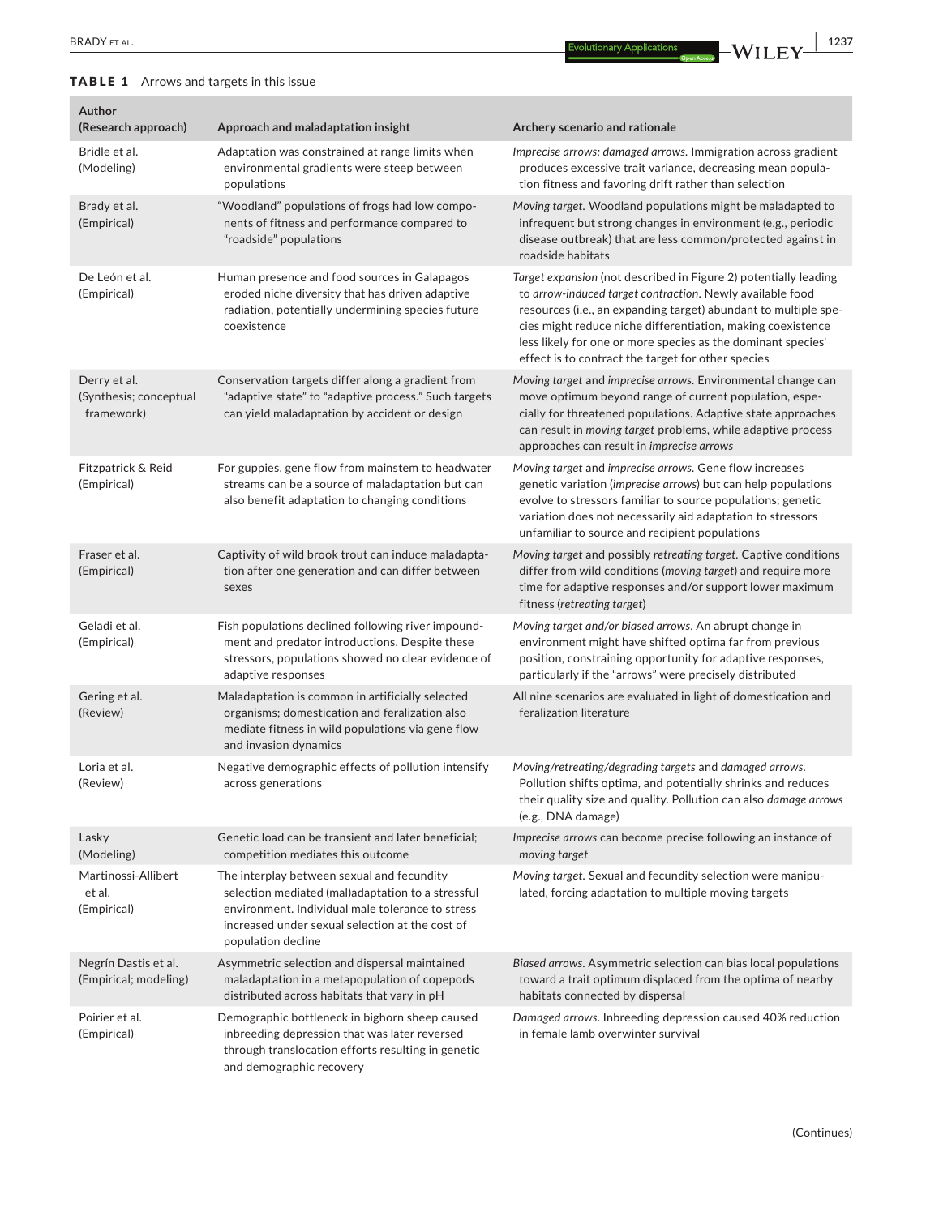**TABLE 1** Arrows and targets in this issue

| Author (Research approach) | Approach and maladaptation insight | Archery scenario and rationale |
|---|---|---|
| Bridle et al. (Modeling) | Adaptation was constrained at range limits when environmental gradients were steep between populations | *Imprecise arrows; damaged arrows.* Immigration across gradient produces excessive trait variance, decreasing mean population fitness and favoring drift rather than selection |
| Brady et al. (Empirical) | "Woodland" populations of frogs had low components of fitness and performance compared to "roadside" populations | *Moving target.* Woodland populations might be maladapted to infrequent but strong changes in environment (e.g., periodic disease outbreak) that are less common/protected against in roadside habitats |
| De León et al. (Empirical) | Human presence and food sources in Galapagos eroded niche diversity that has driven adaptive radiation, potentially undermining species future coexistence | *Target expansion* (not described in Figure 2) potentially leading to *arrow-induced target contraction*. Newly available food resources (i.e., an expanding target) abundant to multiple species might reduce niche differentiation, making coexistence less likely for one or more species as the dominant species' effect is to contract the target for other species |
| Derry et al. (Synthesis; conceptual framework) | Conservation targets differ along a gradient from "adaptive state" to "adaptive process." Such targets can yield maladaptation by accident or design | *Moving target* and *imprecise arrows.* Environmental change can move optimum beyond range of current population, especially for threatened populations. Adaptive state approaches can result in *moving target* problems, while adaptive process approaches can result in *imprecise arrows* |
| Fitzpatrick & Reid (Empirical) | For guppies, gene flow from mainstem to headwater streams can be a source of maladaptation but can also benefit adaptation to changing conditions | *Moving target* and *imprecise arrows.* Gene flow increases genetic variation (*imprecise arrows*) but can help populations evolve to stressors familiar to source populations; genetic variation does not necessarily aid adaptation to stressors unfamiliar to source and recipient populations |
| Fraser et al. (Empirical) | Captivity of wild brook trout can induce maladaptation after one generation and can differ between sexes | *Moving target* and possibly *retreating target.* Captive conditions differ from wild conditions (*moving target*) and require more time for adaptive responses and/or support lower maximum fitness (*retreating target*) |
| Geladi et al. (Empirical) | Fish populations declined following river impoundment and predator introductions. Despite these stressors, populations showed no clear evidence of adaptive responses | *Moving target and/or biased arrows.* An abrupt change in environment might have shifted optima far from previous position, constraining opportunity for adaptive responses, particularly if the "arrows" were precisely distributed |
| Gering et al. (Review) | Maladaptation is common in artificially selected organisms; domestication and feralization also mediate fitness in wild populations via gene flow and invasion dynamics | All nine scenarios are evaluated in light of domestication and feralization literature |
| Loria et al. (Review) | Negative demographic effects of pollution intensify across generations | *Moving/retreating/degrading targets* and *damaged arrows.* Pollution shifts optima, and potentially shrinks and reduces their quality size and quality. Pollution can also *damage arrows* (e.g., DNA damage) |
| Lasky (Modeling) | Genetic load can be transient and later beneficial; competition mediates this outcome | *Imprecise arrows* can become precise following an instance of *moving target* |
| Martinossi-Allibert et al. (Empirical) | The interplay between sexual and fecundity selection mediated (mal)adaptation to a stressful environment. Individual male tolerance to stress increased under sexual selection at the cost of population decline | *Moving target.* Sexual and fecundity selection were manipulated, forcing adaptation to multiple moving targets |
| Negrín Dastis et al. (Empirical; modeling) | Asymmetric selection and dispersal maintained maladaptation in a metapopulation of copepods distributed across habitats that vary in pH | *Biased arrows.* Asymmetric selection can bias local populations toward a trait optimum displaced from the optima of nearby habitats connected by dispersal |
| Poirier et al. (Empirical) | Demographic bottleneck in bighorn sheep caused inbreeding depression that was later reversed through translocation efforts resulting in genetic and demographic recovery | *Damaged arrows.* Inbreeding depression caused 40% reduction in female lamb overwinter survival |

(Continues)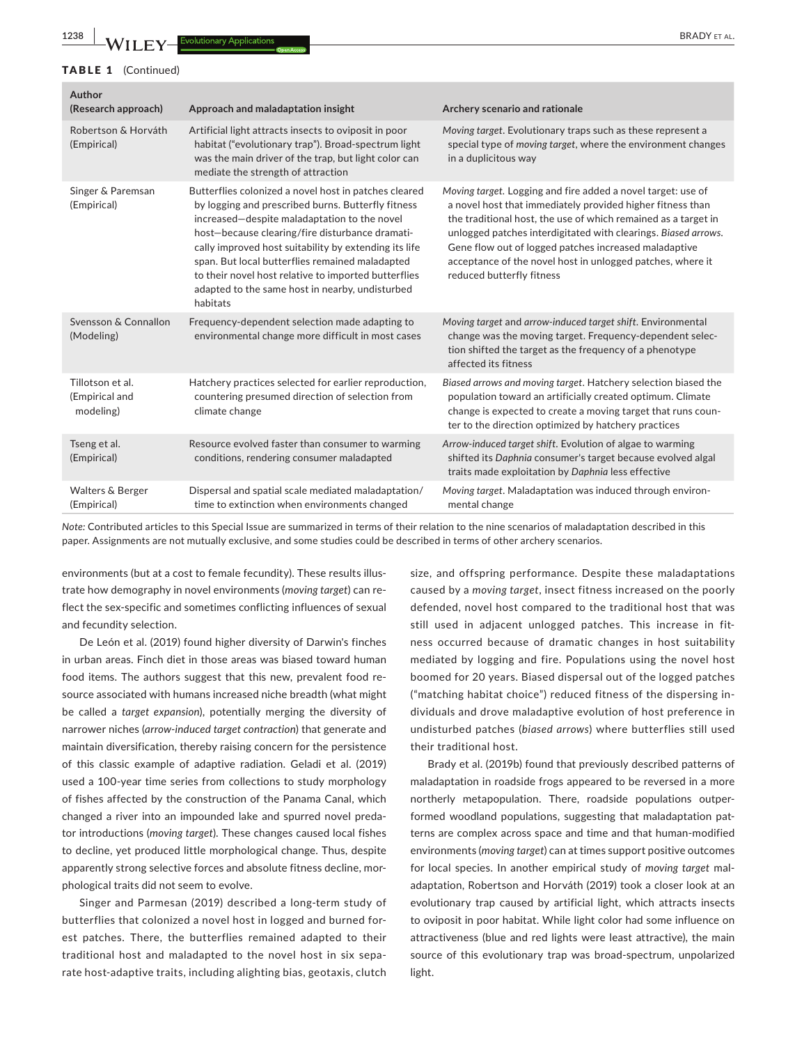**TABLE 1** (Continued)

| Author (Research approach) | Approach and maladaptation insight | Archery scenario and rationale |
|---|---|---|
| Robertson & Horváth (Empirical) | Artificial light attracts insects to oviposit in poor habitat ("evolutionary trap"). Broad-spectrum light was the main driver of the trap, but light color can mediate the strength of attraction | *Moving target*. Evolutionary traps such as these represent a special type of *moving target*, where the environment changes in a duplicitous way |
| Singer & Paremsan (Empirical) | Butterflies colonized a novel host in patches cleared by logging and prescribed burns. Butterfly fitness increased—despite maladaptation to the novel host—because clearing/fire disturbance dramatically improved host suitability by extending its life span. But local butterflies remained maladapted to their novel host relative to imported butterflies adapted to the same host in nearby, undisturbed habitats | *Moving target*. Logging and fire added a novel target: use of a novel host that immediately provided higher fitness than the traditional host, the use of which remained as a target in unlogged patches interdigitated with clearings. *Biased arrows*. Gene flow out of logged patches increased maladaptive acceptance of the novel host in unlogged patches, where it reduced butterfly fitness |
| Svensson & Connallon (Modeling) | Frequency-dependent selection made adapting to environmental change more difficult in most cases | *Moving target* and *arrow-induced target shift*. Environmental change was the moving target. Frequency-dependent selection shifted the target as the frequency of a phenotype affected its fitness |
| Tillotson et al. (Empirical and modeling) | Hatchery practices selected for earlier reproduction, countering presumed direction of selection from climate change | *Biased arrows and moving target*. Hatchery selection biased the population toward an artificially created optimum. Climate change is expected to create a moving target that runs counter to the direction optimized by hatchery practices |
| Tseng et al. (Empirical) | Resource evolved faster than consumer to warming conditions, rendering consumer maladapted | *Arrow-induced target shift*. Evolution of algae to warming shifted its *Daphnia* consumer's target because evolved algal traits made exploitation by *Daphnia* less effective |
| Walters & Berger (Empirical) | Dispersal and spatial scale mediated maladaptation/time to extinction when environments changed | *Moving target*. Maladaptation was induced through environmental change |

*Note:* Contributed articles to this Special Issue are summarized in terms of their relation to the nine scenarios of maladaptation described in this paper. Assignments are not mutually exclusive, and some studies could be described in terms of other archery scenarios.

environments (but at a cost to female fecundity). These results illustrate how demography in novel environments (*moving target*) can reflect the sex-specific and sometimes conflicting influences of sexual and fecundity selection.

De León et al. (2019) found higher diversity of Darwin's finches in urban areas. Finch diet in those areas was biased toward human food items. The authors suggest that this new, prevalent food resource associated with humans increased niche breadth (what might be called a *target expansion*), potentially merging the diversity of narrower niches (*arrow-induced target contraction*) that generate and maintain diversification, thereby raising concern for the persistence of this classic example of adaptive radiation. Geladi et al. (2019) used a 100-year time series from collections to study morphology of fishes affected by the construction of the Panama Canal, which changed a river into an impounded lake and spurred novel predator introductions (*moving target*). These changes caused local fishes to decline, yet produced little morphological change. Thus, despite apparently strong selective forces and absolute fitness decline, morphological traits did not seem to evolve.

Singer and Parmesan (2019) described a long-term study of butterflies that colonized a novel host in logged and burned forest patches. There, the butterflies remained adapted to their traditional host and maladapted to the novel host in six separate host-adaptive traits, including alighting bias, geotaxis, clutch size, and offspring performance. Despite these maladaptations caused by a *moving target*, insect fitness increased on the poorly defended, novel host compared to the traditional host that was still used in adjacent unlogged patches. This increase in fitness occurred because of dramatic changes in host suitability mediated by logging and fire. Populations using the novel host boomed for 20 years. Biased dispersal out of the logged patches ("matching habitat choice") reduced fitness of the dispersing individuals and drove maladaptive evolution of host preference in undisturbed patches (*biased arrows*) where butterflies still used their traditional host.

Brady et al. (2019b) found that previously described patterns of maladaptation in roadside frogs appeared to be reversed in a more northerly metapopulation. There, roadside populations outperformed woodland populations, suggesting that maladaptation patterns are complex across space and time and that human-modified environments (*moving target*) can at times support positive outcomes for local species. In another empirical study of *moving target* maladaptation, Robertson and Horváth (2019) took a closer look at an evolutionary trap caused by artificial light, which attracts insects to oviposit in poor habitat. While light color had some influence on attractiveness (blue and red lights were least attractive), the main source of this evolutionary trap was broad-spectrum, unpolarized light.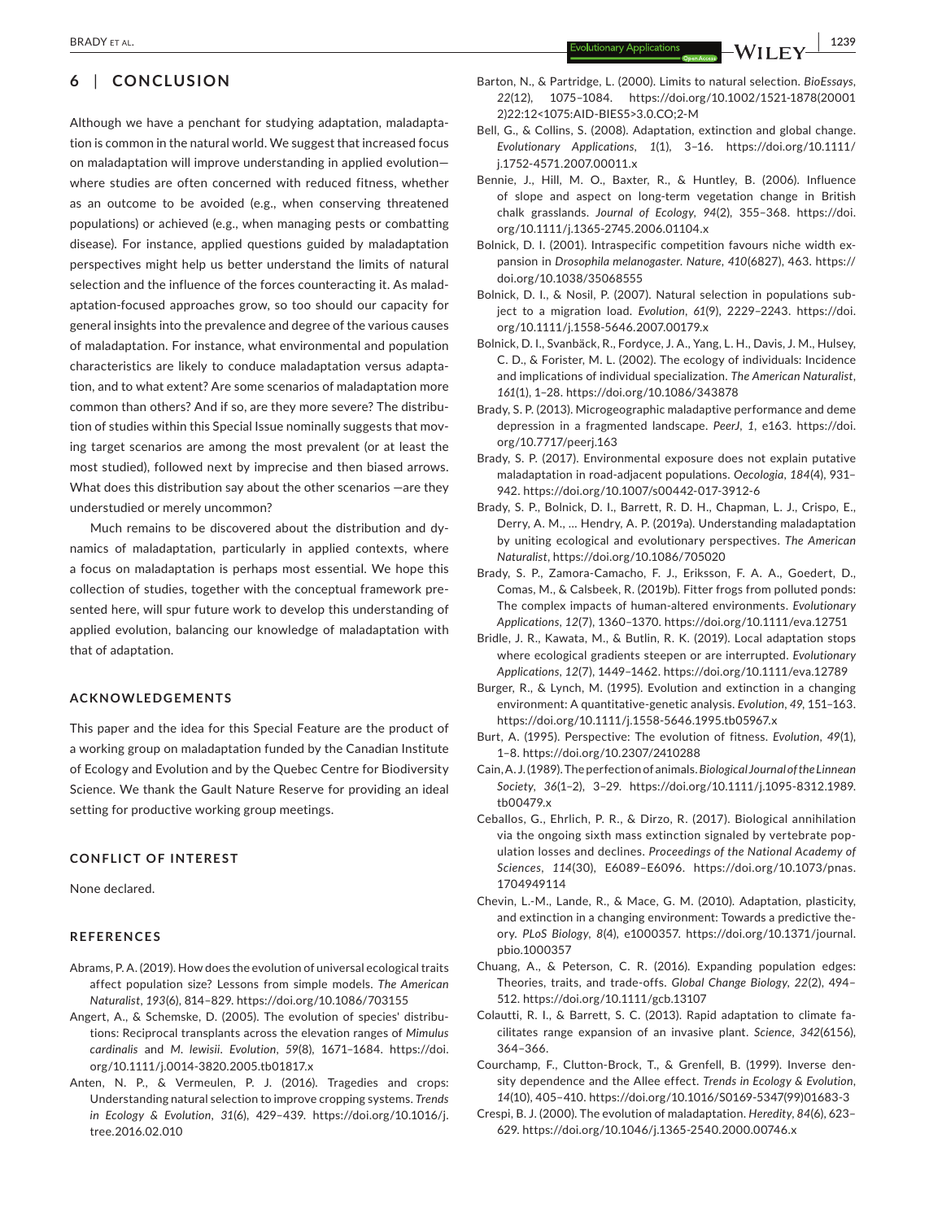## 6 | CONCLUSION

Although we have a penchant for studying adaptation, maladaptation is common in the natural world. We suggest that increased focus on maladaptation will improve understanding in applied evolution—where studies are often concerned with reduced fitness, whether as an outcome to be avoided (e.g., when conserving threatened populations) or achieved (e.g., when managing pests or combatting disease). For instance, applied questions guided by maladaptation perspectives might help us better understand the limits of natural selection and the influence of the forces counteracting it. As maladaptation-focused approaches grow, so too should our capacity for general insights into the prevalence and degree of the various causes of maladaptation. For instance, what environmental and population characteristics are likely to conduce maladaptation versus adaptation, and to what extent? Are some scenarios of maladaptation more common than others? And if so, are they more severe? The distribution of studies within this Special Issue nominally suggests that moving target scenarios are among the most prevalent (or at least the most studied), followed next by imprecise and then biased arrows. What does this distribution say about the other scenarios —are they understudied or merely uncommon?

Much remains to be discovered about the distribution and dynamics of maladaptation, particularly in applied contexts, where a focus on maladaptation is perhaps most essential. We hope this collection of studies, together with the conceptual framework presented here, will spur future work to develop this understanding of applied evolution, balancing our knowledge of maladaptation with that of adaptation.

### ACKNOWLEDGEMENTS

This paper and the idea for this Special Feature are the product of a working group on maladaptation funded by the Canadian Institute of Ecology and Evolution and by the Quebec Centre for Biodiversity Science. We thank the Gault Nature Reserve for providing an ideal setting for productive working group meetings.

### CONFLICT OF INTEREST

None declared.

### REFERENCES

Abrams, P. A. (2019). How does the evolution of universal ecological traits affect population size? Lessons from simple models. *The American Naturalist*, *193*(6), 814–829. https://doi.org/10.1086/703155

Angert, A., & Schemske, D. (2005). The evolution of species' distributions: Reciprocal transplants across the elevation ranges of *Mimulus cardinalis* and *M. lewisii*. *Evolution*, *59*(8), 1671–1684. https://doi.org/10.1111/j.0014-3820.2005.tb01817.x

Anten, N. P., & Vermeulen, P. J. (2016). Tragedies and crops: Understanding natural selection to improve cropping systems. *Trends in Ecology & Evolution*, *31*(6), 429–439. https://doi.org/10.1016/j.tree.2016.02.010

Barton, N., & Partridge, L. (2000). Limits to natural selection. *BioEssays*, *22*(12), 1075–1084. https://doi.org/10.1002/1521-1878(200012)22:12<1075:AID-BIES5>3.0.CO;2-M

Bell, G., & Collins, S. (2008). Adaptation, extinction and global change. *Evolutionary Applications*, *1*(1), 3–16. https://doi.org/10.1111/j.1752-4571.2007.00011.x

Bennie, J., Hill, M. O., Baxter, R., & Huntley, B. (2006). Influence of slope and aspect on long-term vegetation change in British chalk grasslands. *Journal of Ecology*, *94*(2), 355–368. https://doi.org/10.1111/j.1365-2745.2006.01104.x

Bolnick, D. I. (2001). Intraspecific competition favours niche width expansion in *Drosophila melanogaster*. *Nature*, *410*(6827), 463. https://doi.org/10.1038/35068555

Bolnick, D. I., & Nosil, P. (2007). Natural selection in populations subject to a migration load. *Evolution*, *61*(9), 2229–2243. https://doi.org/10.1111/j.1558-5646.2007.00179.x

Bolnick, D. I., Svanbäck, R., Fordyce, J. A., Yang, L. H., Davis, J. M., Hulsey, C. D., & Forister, M. L. (2002). The ecology of individuals: Incidence and implications of individual specialization. *The American Naturalist*, *161*(1), 1–28. https://doi.org/10.1086/343878

Brady, S. P. (2013). Microgeographic maladaptive performance and deme depression in a fragmented landscape. *PeerJ*, *1*, e163. https://doi.org/10.7717/peerj.163

Brady, S. P. (2017). Environmental exposure does not explain putative maladaptation in road-adjacent populations. *Oecologia*, *184*(4), 931–942. https://doi.org/10.1007/s00442-017-3912-6

Brady, S. P., Bolnick, D. I., Barrett, R. D. H., Chapman, L. J., Crispo, E., Derry, A. M., … Hendry, A. P. (2019a). Understanding maladaptation by uniting ecological and evolutionary perspectives. *The American Naturalist*, https://doi.org/10.1086/705020

Brady, S. P., Zamora-Camacho, F. J., Eriksson, F. A. A., Goedert, D., Comas, M., & Calsbeek, R. (2019b). Fitter frogs from polluted ponds: The complex impacts of human-altered environments. *Evolutionary Applications*, *12*(7), 1360–1370. https://doi.org/10.1111/eva.12751

Bridle, J. R., Kawata, M., & Butlin, R. K. (2019). Local adaptation stops where ecological gradients steepen or are interrupted. *Evolutionary Applications*, *12*(7), 1449–1462. https://doi.org/10.1111/eva.12789

Burger, R., & Lynch, M. (1995). Evolution and extinction in a changing environment: A quantitative-genetic analysis. *Evolution*, *49*, 151–163. https://doi.org/10.1111/j.1558-5646.1995.tb05967.x

Burt, A. (1995). Perspective: The evolution of fitness. *Evolution*, *49*(1), 1–8. https://doi.org/10.2307/2410288

Cain, A. J. (1989). The perfection of animals. *Biological Journal of the Linnean Society*, *36*(1–2), 3–29. https://doi.org/10.1111/j.1095-8312.1989.tb00479.x

Ceballos, G., Ehrlich, P. R., & Dirzo, R. (2017). Biological annihilation via the ongoing sixth mass extinction signaled by vertebrate population losses and declines. *Proceedings of the National Academy of Sciences*, *114*(30), E6089–E6096. https://doi.org/10.1073/pnas.1704949114

Chevin, L.-M., Lande, R., & Mace, G. M. (2010). Adaptation, plasticity, and extinction in a changing environment: Towards a predictive theory. *PLoS Biology*, *8*(4), e1000357. https://doi.org/10.1371/journal.pbio.1000357

Chuang, A., & Peterson, C. R. (2016). Expanding population edges: Theories, traits, and trade-offs. *Global Change Biology*, *22*(2), 494–512. https://doi.org/10.1111/gcb.13107

Colautti, R. I., & Barrett, S. C. (2013). Rapid adaptation to climate facilitates range expansion of an invasive plant. *Science*, *342*(6156), 364–366.

Courchamp, F., Clutton-Brock, T., & Grenfell, B. (1999). Inverse density dependence and the Allee effect. *Trends in Ecology & Evolution*, *14*(10), 405–410. https://doi.org/10.1016/S0169-5347(99)01683-3

Crespi, B. J. (2000). The evolution of maladaptation. *Heredity*, *84*(6), 623–629. https://doi.org/10.1046/j.1365-2540.2000.00746.x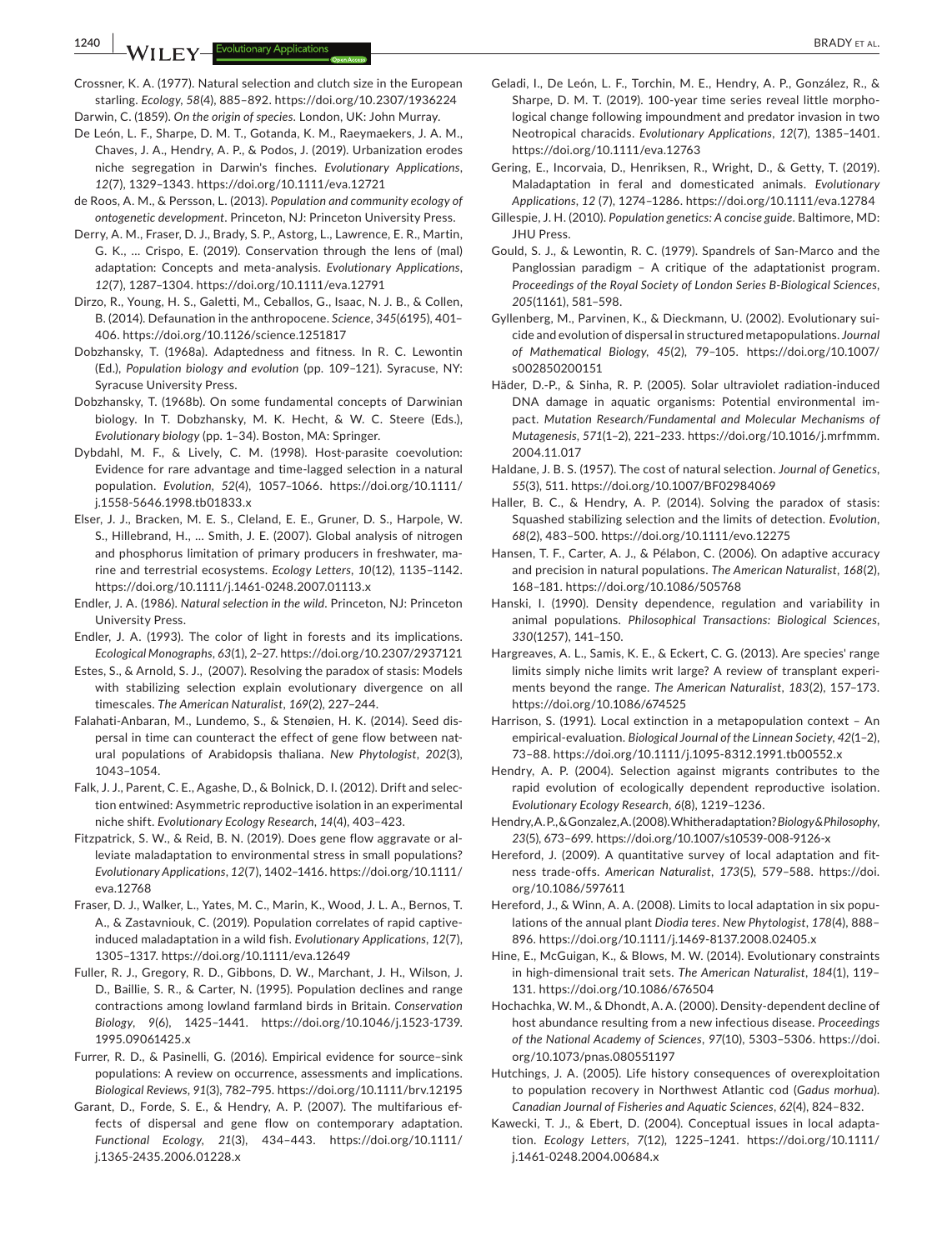Crossner, K. A. (1977). Natural selection and clutch size in the European starling. *Ecology*, *58*(4), 885–892. https://doi.org/10.2307/1936224

Darwin, C. (1859). *On the origin of species*. London, UK: John Murray.

De León, L. F., Sharpe, D. M. T., Gotanda, K. M., Raeymaekers, J. A. M., Chaves, J. A., Hendry, A. P., & Podos, J. (2019). Urbanization erodes niche segregation in Darwin's finches. *Evolutionary Applications*, *12*(7), 1329–1343. https://doi.org/10.1111/eva.12721

de Roos, A. M., & Persson, L. (2013). *Population and community ecology of ontogenetic development*. Princeton, NJ: Princeton University Press.

Derry, A. M., Fraser, D. J., Brady, S. P., Astorg, L., Lawrence, E. R., Martin, G. K., … Crispo, E. (2019). Conservation through the lens of (mal) adaptation: Concepts and meta-analysis. *Evolutionary Applications*, *12*(7), 1287–1304. https://doi.org/10.1111/eva.12791

Dirzo, R., Young, H. S., Galetti, M., Ceballos, G., Isaac, N. J. B., & Collen, B. (2014). Defaunation in the anthropocene. *Science*, *345*(6195), 401–406. https://doi.org/10.1126/science.1251817

Dobzhansky, T. (1968a). Adaptedness and fitness. In R. C. Lewontin (Ed.), *Population biology and evolution* (pp. 109–121). Syracuse, NY: Syracuse University Press.

Dobzhansky, T. (1968b). On some fundamental concepts of Darwinian biology. In T. Dobzhansky, M. K. Hecht, & W. C. Steere (Eds.), *Evolutionary biology* (pp. 1–34). Boston, MA: Springer.

Dybdahl, M. F., & Lively, C. M. (1998). Host-parasite coevolution: Evidence for rare advantage and time-lagged selection in a natural population. *Evolution*, *52*(4), 1057–1066. https://doi.org/10.1111/j.1558-5646.1998.tb01833.x

Elser, J. J., Bracken, M. E. S., Cleland, E. E., Gruner, D. S., Harpole, W. S., Hillebrand, H., … Smith, J. E. (2007). Global analysis of nitrogen and phosphorus limitation of primary producers in freshwater, marine and terrestrial ecosystems. *Ecology Letters*, *10*(12), 1135–1142. https://doi.org/10.1111/j.1461-0248.2007.01113.x

Endler, J. A. (1986). *Natural selection in the wild*. Princeton, NJ: Princeton University Press.

Endler, J. A. (1993). The color of light in forests and its implications. *Ecological Monographs*, *63*(1), 2–27. https://doi.org/10.2307/2937121

Estes, S., & Arnold, S. J., (2007). Resolving the paradox of stasis: Models with stabilizing selection explain evolutionary divergence on all timescales. *The American Naturalist*, *169*(2), 227–244.

Falahati-Anbaran, M., Lundemo, S., & Stenøien, H. K. (2014). Seed dispersal in time can counteract the effect of gene flow between natural populations of Arabidopsis thaliana. *New Phytologist*, *202*(3), 1043–1054.

Falk, J. J., Parent, C. E., Agashe, D., & Bolnick, D. I. (2012). Drift and selection entwined: Asymmetric reproductive isolation in an experimental niche shift. *Evolutionary Ecology Research*, *14*(4), 403–423.

Fitzpatrick, S. W., & Reid, B. N. (2019). Does gene flow aggravate or alleviate maladaptation to environmental stress in small populations? *Evolutionary Applications*, *12*(7), 1402–1416. https://doi.org/10.1111/eva.12768

Fraser, D. J., Walker, L., Yates, M. C., Marin, K., Wood, J. L. A., Bernos, T. A., & Zastavniouk, C. (2019). Population correlates of rapid captive-induced maladaptation in a wild fish. *Evolutionary Applications*, *12*(7), 1305–1317. https://doi.org/10.1111/eva.12649

Fuller, R. J., Gregory, R. D., Gibbons, D. W., Marchant, J. H., Wilson, J. D., Baillie, S. R., & Carter, N. (1995). Population declines and range contractions among lowland farmland birds in Britain. *Conservation Biology*, *9*(6), 1425–1441. https://doi.org/10.1046/j.1523-1739.1995.09061425.x

Furrer, R. D., & Pasinelli, G. (2016). Empirical evidence for source–sink populations: A review on occurrence, assessments and implications. *Biological Reviews*, *91*(3), 782–795. https://doi.org/10.1111/brv.12195

Garant, D., Forde, S. E., & Hendry, A. P. (2007). The multifarious effects of dispersal and gene flow on contemporary adaptation. *Functional Ecology*, *21*(3), 434–443. https://doi.org/10.1111/j.1365-2435.2006.01228.x

Geladi, I., De León, L. F., Torchin, M. E., Hendry, A. P., González, R., & Sharpe, D. M. T. (2019). 100-year time series reveal little morphological change following impoundment and predator invasion in two Neotropical characids. *Evolutionary Applications*, *12*(7), 1385–1401. https://doi.org/10.1111/eva.12763

Gering, E., Incorvaia, D., Henriksen, R., Wright, D., & Getty, T. (2019). Maladaptation in feral and domesticated animals. *Evolutionary Applications*, *12* (7), 1274–1286. https://doi.org/10.1111/eva.12784

Gillespie, J. H. (2010). *Population genetics: A concise guide*. Baltimore, MD: JHU Press.

Gould, S. J., & Lewontin, R. C. (1979). Spandrels of San-Marco and the Panglossian paradigm – A critique of the adaptationist program. *Proceedings of the Royal Society of London Series B-Biological Sciences*, *205*(1161), 581–598.

Gyllenberg, M., Parvinen, K., & Dieckmann, U. (2002). Evolutionary suicide and evolution of dispersal in structured metapopulations. *Journal of Mathematical Biology*, *45*(2), 79–105. https://doi.org/10.1007/s002850200151

Häder, D.-P., & Sinha, R. P. (2005). Solar ultraviolet radiation-induced DNA damage in aquatic organisms: Potential environmental impact. *Mutation Research/Fundamental and Molecular Mechanisms of Mutagenesis*, *571*(1–2), 221–233. https://doi.org/10.1016/j.mrfmmm.2004.11.017

Haldane, J. B. S. (1957). The cost of natural selection. *Journal of Genetics*, *55*(3), 511. https://doi.org/10.1007/BF02984069

Haller, B. C., & Hendry, A. P. (2014). Solving the paradox of stasis: Squashed stabilizing selection and the limits of detection. *Evolution*, *68*(2), 483–500. https://doi.org/10.1111/evo.12275

Hansen, T. F., Carter, A. J., & Pélabon, C. (2006). On adaptive accuracy and precision in natural populations. *The American Naturalist*, *168*(2), 168–181. https://doi.org/10.1086/505768

Hanski, I. (1990). Density dependence, regulation and variability in animal populations. *Philosophical Transactions: Biological Sciences*, *330*(1257), 141–150.

Hargreaves, A. L., Samis, K. E., & Eckert, C. G. (2013). Are species' range limits simply niche limits writ large? A review of transplant experiments beyond the range. *The American Naturalist*, *183*(2), 157–173. https://doi.org/10.1086/674525

Harrison, S. (1991). Local extinction in a metapopulation context – An empirical-evaluation. *Biological Journal of the Linnean Society*, *42*(1–2), 73–88. https://doi.org/10.1111/j.1095-8312.1991.tb00552.x

Hendry, A. P. (2004). Selection against migrants contributes to the rapid evolution of ecologically dependent reproductive isolation. *Evolutionary Ecology Research*, *6*(8), 1219–1236.

Hendry, A. P., & Gonzalez, A. (2008). Whither adaptation? *Biology & Philosophy*, *23*(5), 673–699. https://doi.org/10.1007/s10539-008-9126-x

Hereford, J. (2009). A quantitative survey of local adaptation and fitness trade-offs. *American Naturalist*, *173*(5), 579–588. https://doi.org/10.1086/597611

Hereford, J., & Winn, A. A. (2008). Limits to local adaptation in six populations of the annual plant *Diodia teres*. *New Phytologist*, *178*(4), 888–896. https://doi.org/10.1111/j.1469-8137.2008.02405.x

Hine, E., McGuigan, K., & Blows, M. W. (2014). Evolutionary constraints in high-dimensional trait sets. *The American Naturalist*, *184*(1), 119–131. https://doi.org/10.1086/676504

Hochachka, W. M., & Dhondt, A. A. (2000). Density-dependent decline of host abundance resulting from a new infectious disease. *Proceedings of the National Academy of Sciences*, *97*(10), 5303–5306. https://doi.org/10.1073/pnas.080551197

Hutchings, J. A. (2005). Life history consequences of overexploitation to population recovery in Northwest Atlantic cod (*Gadus morhua*). *Canadian Journal of Fisheries and Aquatic Sciences*, *62*(4), 824–832.

Kawecki, T. J., & Ebert, D. (2004). Conceptual issues in local adaptation. *Ecology Letters*, *7*(12), 1225–1241. https://doi.org/10.1111/j.1461-0248.2004.00684.x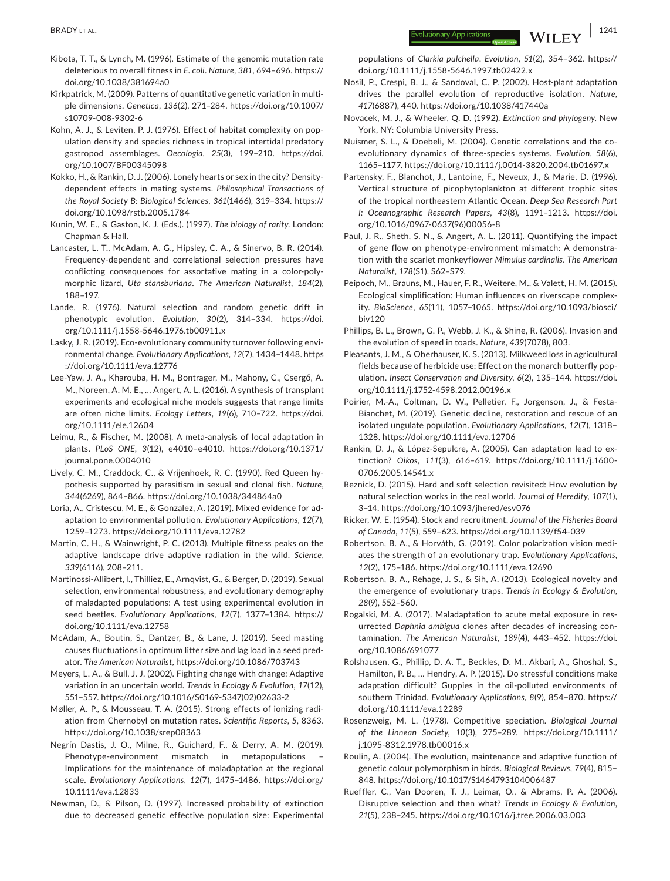Kibota, T. T., & Lynch, M. (1996). Estimate of the genomic mutation rate deleterious to overall fitness in *E. coli*. *Nature*, *381*, 694–696. https://doi.org/10.1038/381694a0

Kirkpatrick, M. (2009). Patterns of quantitative genetic variation in multiple dimensions. *Genetica*, *136*(2), 271–284. https://doi.org/10.1007/s10709-008-9302-6

Kohn, A. J., & Leviten, P. J. (1976). Effect of habitat complexity on population density and species richness in tropical intertidal predatory gastropod assemblages. *Oecologia*, *25*(3), 199–210. https://doi.org/10.1007/BF00345098

Kokko, H., & Rankin, D. J. (2006). Lonely hearts or sex in the city? Density-dependent effects in mating systems. *Philosophical Transactions of the Royal Society B: Biological Sciences*, *361*(1466), 319–334. https://doi.org/10.1098/rstb.2005.1784

Kunin, W. E., & Gaston, K. J. (Eds.). (1997). *The biology of rarity*. London: Chapman & Hall.

Lancaster, L. T., McAdam, A. G., Hipsley, C. A., & Sinervo, B. R. (2014). Frequency-dependent and correlational selection pressures have conflicting consequences for assortative mating in a color-polymorphic lizard, *Uta stansburiana*. *The American Naturalist*, *184*(2), 188–197.

Lande, R. (1976). Natural selection and random genetic drift in phenotypic evolution. *Evolution*, *30*(2), 314–334. https://doi.org/10.1111/j.1558-5646.1976.tb00911.x

Lasky, J. R. (2019). Eco-evolutionary community turnover following environmental change. *Evolutionary Applications*, *12*(7), 1434–1448. https://doi.org/10.1111/eva.12776

Lee-Yaw, J. A., Kharouba, H. M., Bontrager, M., Mahony, C., Csergő, A. M., Noreen, A. M. E., … Angert, A. L. (2016). A synthesis of transplant experiments and ecological niche models suggests that range limits are often niche limits. *Ecology Letters*, *19*(6), 710–722. https://doi.org/10.1111/ele.12604

Leimu, R., & Fischer, M. (2008). A meta-analysis of local adaptation in plants. *PLoS ONE*, *3*(12), e4010–e4010. https://doi.org/10.1371/journal.pone.0004010

Lively, C. M., Craddock, C., & Vrijenhoek, R. C. (1990). Red Queen hypothesis supported by parasitism in sexual and clonal fish. *Nature*, *344*(6269), 864–866. https://doi.org/10.1038/344864a0

Loria, A., Cristescu, M. E., & Gonzalez, A. (2019). Mixed evidence for adaptation to environmental pollution. *Evolutionary Applications*, *12*(7), 1259–1273. https://doi.org/10.1111/eva.12782

Martin, C. H., & Wainwright, P. C. (2013). Multiple fitness peaks on the adaptive landscape drive adaptive radiation in the wild. *Science*, *339*(6116), 208–211.

Martinossi-Allibert, I., Thilliez, E., Arnqvist, G., & Berger, D. (2019). Sexual selection, environmental robustness, and evolutionary demography of maladapted populations: A test using experimental evolution in seed beetles. *Evolutionary Applications*, *12*(7), 1377–1384. https://doi.org/10.1111/eva.12758

McAdam, A., Boutin, S., Dantzer, B., & Lane, J. (2019). Seed masting causes fluctuations in optimum litter size and lag load in a seed predator. *The American Naturalist*, https://doi.org/10.1086/703743

Meyers, L. A., & Bull, J. J. (2002). Fighting change with change: Adaptive variation in an uncertain world. *Trends in Ecology & Evolution*, *17*(12), 551–557. https://doi.org/10.1016/S0169-5347(02)02633-2

Møller, A. P., & Mousseau, T. A. (2015). Strong effects of ionizing radiation from Chernobyl on mutation rates. *Scientific Reports*, *5*, 8363. https://doi.org/10.1038/srep08363

Negrín Dastis, J. O., Milne, R., Guichard, F., & Derry, A. M. (2019). Phenotype-environment mismatch in metapopulations – Implications for the maintenance of maladaptation at the regional scale. *Evolutionary Applications*, *12*(7), 1475–1486. https://doi.org/10.1111/eva.12833

Newman, D., & Pilson, D. (1997). Increased probability of extinction due to decreased genetic effective population size: Experimental populations of *Clarkia pulchella*. *Evolution*, *51*(2), 354–362. https://doi.org/10.1111/j.1558-5646.1997.tb02422.x

Nosil, P., Crespi, B. J., & Sandoval, C. P. (2002). Host-plant adaptation drives the parallel evolution of reproductive isolation. *Nature*, *417*(6887), 440. https://doi.org/10.1038/417440a

Novacek, M. J., & Wheeler, Q. D. (1992). *Extinction and phylogeny*. New York, NY: Columbia University Press.

Nuismer, S. L., & Doebeli, M. (2004). Genetic correlations and the coevolutionary dynamics of three-species systems. *Evolution*, *58*(6), 1165–1177. https://doi.org/10.1111/j.0014-3820.2004.tb01697.x

Partensky, F., Blanchot, J., Lantoine, F., Neveux, J., & Marie, D. (1996). Vertical structure of picophytoplankton at different trophic sites of the tropical northeastern Atlantic Ocean. *Deep Sea Research Part I: Oceanographic Research Papers*, *43*(8), 1191–1213. https://doi.org/10.1016/0967-0637(96)00056-8

Paul, J. R., Sheth, S. N., & Angert, A. L. (2011). Quantifying the impact of gene flow on phenotype-environment mismatch: A demonstration with the scarlet monkeyflower *Mimulus cardinalis*. *The American Naturalist*, *178*(S1), S62–S79.

Peipoch, M., Brauns, M., Hauer, F. R., Weitere, M., & Valett, H. M. (2015). Ecological simplification: Human influences on riverscape complexity. *BioScience*, *65*(11), 1057–1065. https://doi.org/10.1093/biosci/biv120

Phillips, B. L., Brown, G. P., Webb, J. K., & Shine, R. (2006). Invasion and the evolution of speed in toads. *Nature*, *439*(7078), 803.

Pleasants, J. M., & Oberhauser, K. S. (2013). Milkweed loss in agricultural fields because of herbicide use: Effect on the monarch butterfly population. *Insect Conservation and Diversity*, *6*(2), 135–144. https://doi.org/10.1111/j.1752-4598.2012.00196.x

Poirier, M.-A., Coltman, D. W., Pelletier, F., Jorgenson, J., & Festa-Bianchet, M. (2019). Genetic decline, restoration and rescue of an isolated ungulate population. *Evolutionary Applications*, *12*(7), 1318–1328. https://doi.org/10.1111/eva.12706

Rankin, D. J., & López-Sepulcre, A. (2005). Can adaptation lead to extinction? *Oikos*, *111*(3), 616–619. https://doi.org/10.1111/j.1600-0706.2005.14541.x

Reznick, D. (2015). Hard and soft selection revisited: How evolution by natural selection works in the real world. *Journal of Heredity*, *107*(1), 3–14. https://doi.org/10.1093/jhered/esv076

Ricker, W. E. (1954). Stock and recruitment. *Journal of the Fisheries Board of Canada*, *11*(5), 559–623. https://doi.org/10.1139/f54-039

Robertson, B. A., & Horváth, G. (2019). Color polarization vision mediates the strength of an evolutionary trap. *Evolutionary Applications*, *12*(2), 175–186. https://doi.org/10.1111/eva.12690

Robertson, B. A., Rehage, J. S., & Sih, A. (2013). Ecological novelty and the emergence of evolutionary traps. *Trends in Ecology & Evolution*, *28*(9), 552–560.

Rogalski, M. A. (2017). Maladaptation to acute metal exposure in resurrected *Daphnia ambigua* clones after decades of increasing contamination. *The American Naturalist*, *189*(4), 443–452. https://doi.org/10.1086/691077

Rolshausen, G., Phillip, D. A. T., Beckles, D. M., Akbari, A., Ghoshal, S., Hamilton, P. B., … Hendry, A. P. (2015). Do stressful conditions make adaptation difficult? Guppies in the oil-polluted environments of southern Trinidad. *Evolutionary Applications*, *8*(9), 854–870. https://doi.org/10.1111/eva.12289

Rosenzweig, M. L. (1978). Competitive speciation. *Biological Journal of the Linnean Society*, *10*(3), 275–289. https://doi.org/10.1111/j.1095-8312.1978.tb00016.x

Roulin, A. (2004). The evolution, maintenance and adaptive function of genetic colour polymorphism in birds. *Biological Reviews*, *79*(4), 815–848. https://doi.org/10.1017/S1464793104006487

Rueffler, C., Van Dooren, T. J., Leimar, O., & Abrams, P. A. (2006). Disruptive selection and then what? *Trends in Ecology & Evolution*, *21*(5), 238–245. https://doi.org/10.1016/j.tree.2006.03.003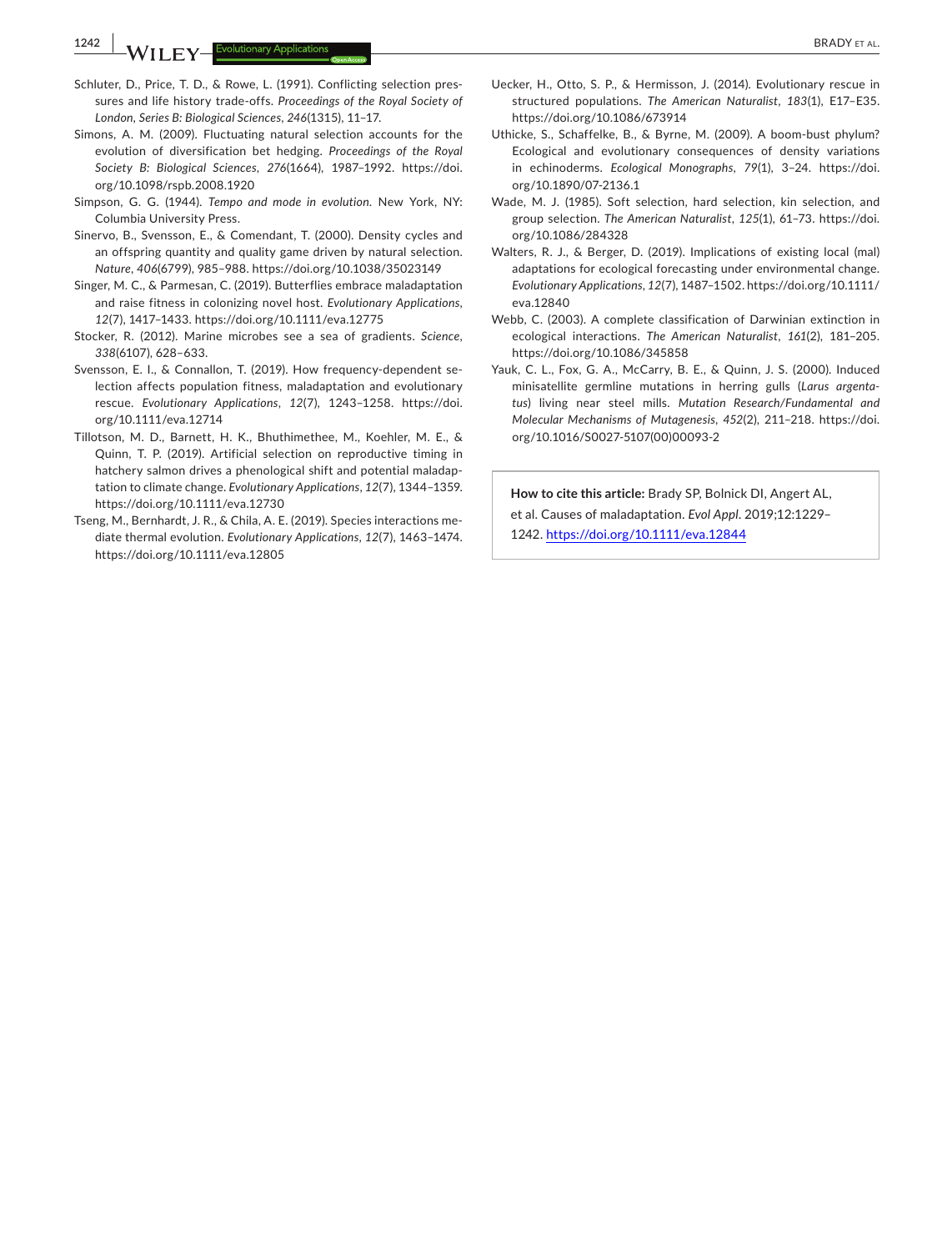Schluter, D., Price, T. D., & Rowe, L. (1991). Conflicting selection pressures and life history trade-offs. *Proceedings of the Royal Society of London, Series B: Biological Sciences*, *246*(1315), 11–17.

Simons, A. M. (2009). Fluctuating natural selection accounts for the evolution of diversification bet hedging. *Proceedings of the Royal Society B: Biological Sciences*, *276*(1664), 1987–1992. https://doi.org/10.1098/rspb.2008.1920

Simpson, G. G. (1944). *Tempo and mode in evolution*. New York, NY: Columbia University Press.

Sinervo, B., Svensson, E., & Comendant, T. (2000). Density cycles and an offspring quantity and quality game driven by natural selection. *Nature*, *406*(6799), 985–988. https://doi.org/10.1038/35023149

Singer, M. C., & Parmesan, C. (2019). Butterflies embrace maladaptation and raise fitness in colonizing novel host. *Evolutionary Applications*, *12*(7), 1417–1433. https://doi.org/10.1111/eva.12775

Stocker, R. (2012). Marine microbes see a sea of gradients. *Science*, *338*(6107), 628–633.

Svensson, E. I., & Connallon, T. (2019). How frequency-dependent selection affects population fitness, maladaptation and evolutionary rescue. *Evolutionary Applications*, *12*(7), 1243–1258. https://doi.org/10.1111/eva.12714

Tillotson, M. D., Barnett, H. K., Bhuthimethee, M., Koehler, M. E., & Quinn, T. P. (2019). Artificial selection on reproductive timing in hatchery salmon drives a phenological shift and potential maladaptation to climate change. *Evolutionary Applications*, *12*(7), 1344–1359. https://doi.org/10.1111/eva.12730

Tseng, M., Bernhardt, J. R., & Chila, A. E. (2019). Species interactions mediate thermal evolution. *Evolutionary Applications*, *12*(7), 1463–1474. https://doi.org/10.1111/eva.12805

Uecker, H., Otto, S. P., & Hermisson, J. (2014). Evolutionary rescue in structured populations. *The American Naturalist*, *183*(1), E17–E35. https://doi.org/10.1086/673914

Uthicke, S., Schaffelke, B., & Byrne, M. (2009). A boom-bust phylum? Ecological and evolutionary consequences of density variations in echinoderms. *Ecological Monographs*, *79*(1), 3–24. https://doi.org/10.1890/07-2136.1

Wade, M. J. (1985). Soft selection, hard selection, kin selection, and group selection. *The American Naturalist*, *125*(1), 61–73. https://doi.org/10.1086/284328

Walters, R. J., & Berger, D. (2019). Implications of existing local (mal) adaptations for ecological forecasting under environmental change. *Evolutionary Applications*, *12*(7), 1487–1502. https://doi.org/10.1111/eva.12840

Webb, C. (2003). A complete classification of Darwinian extinction in ecological interactions. *The American Naturalist*, *161*(2), 181–205. https://doi.org/10.1086/345858

Yauk, C. L., Fox, G. A., McCarry, B. E., & Quinn, J. S. (2000). Induced minisatellite germline mutations in herring gulls (*Larus argentatus*) living near steel mills. *Mutation Research/Fundamental and Molecular Mechanisms of Mutagenesis*, *452*(2), 211–218. https://doi.org/10.1016/S0027-5107(00)00093-2

**How to cite this article:** Brady SP, Bolnick DI, Angert AL, et al. Causes of maladaptation. *Evol Appl*. 2019;12:1229–1242. https://doi.org/10.1111/eva.12844